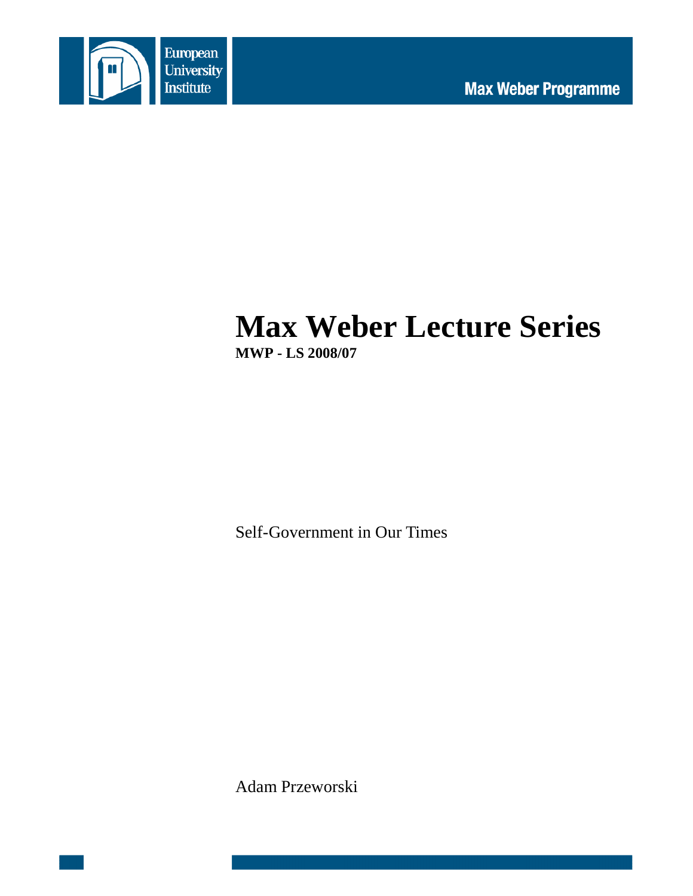European University Institute

Max Weber Programme

# Max Weber Lecture Series

**MWP - LS 2008/07**

Self-Government in Our Times

Adam Przeworski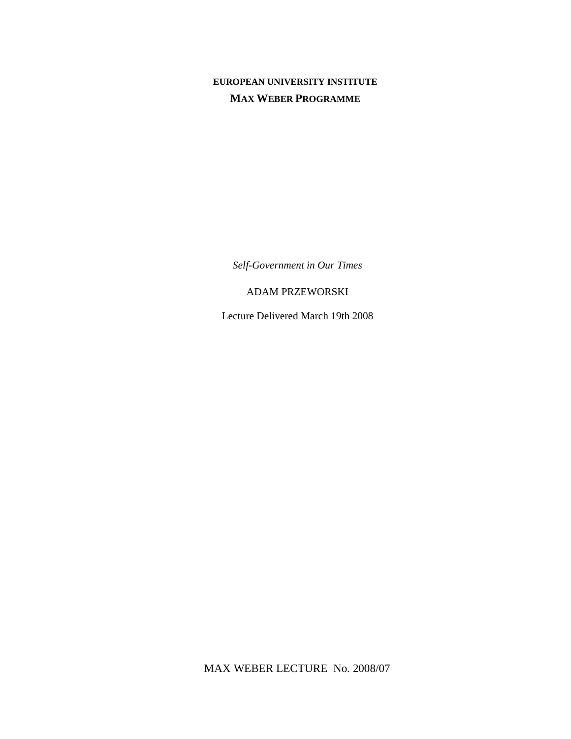**EUROPEAN UNIVERSITY INSTITUTE**

**MAX WEBER PROGRAMME**

*Self-Government in Our Times*

ADAM PRZEWORSKI

Lecture Delivered March 19th 2008

MAX WEBER LECTURE No. 2008/07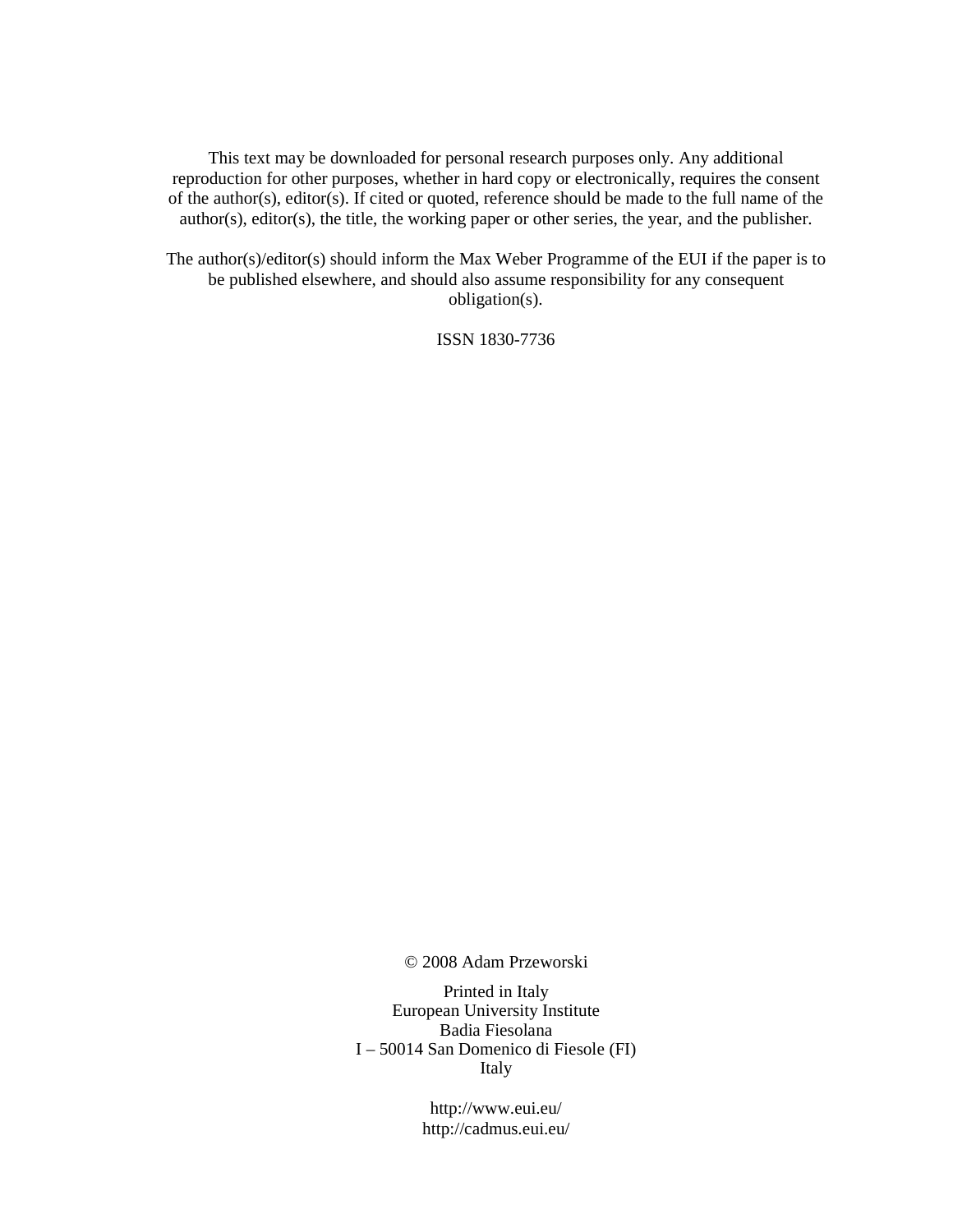This text may be downloaded for personal research purposes only. Any additional reproduction for other purposes, whether in hard copy or electronically, requires the consent of the author(s), editor(s). If cited or quoted, reference should be made to the full name of the author(s), editor(s), the title, the working paper or other series, the year, and the publisher.

The author(s)/editor(s) should inform the Max Weber Programme of the EUI if the paper is to be published elsewhere, and should also assume responsibility for any consequent obligation(s).

ISSN 1830-7736

© 2008 Adam Przeworski

Printed in Italy
European University Institute
Badia Fiesolana
I – 50014 San Domenico di Fiesole (FI)
Italy

http://www.eui.eu/
http://cadmus.eui.eu/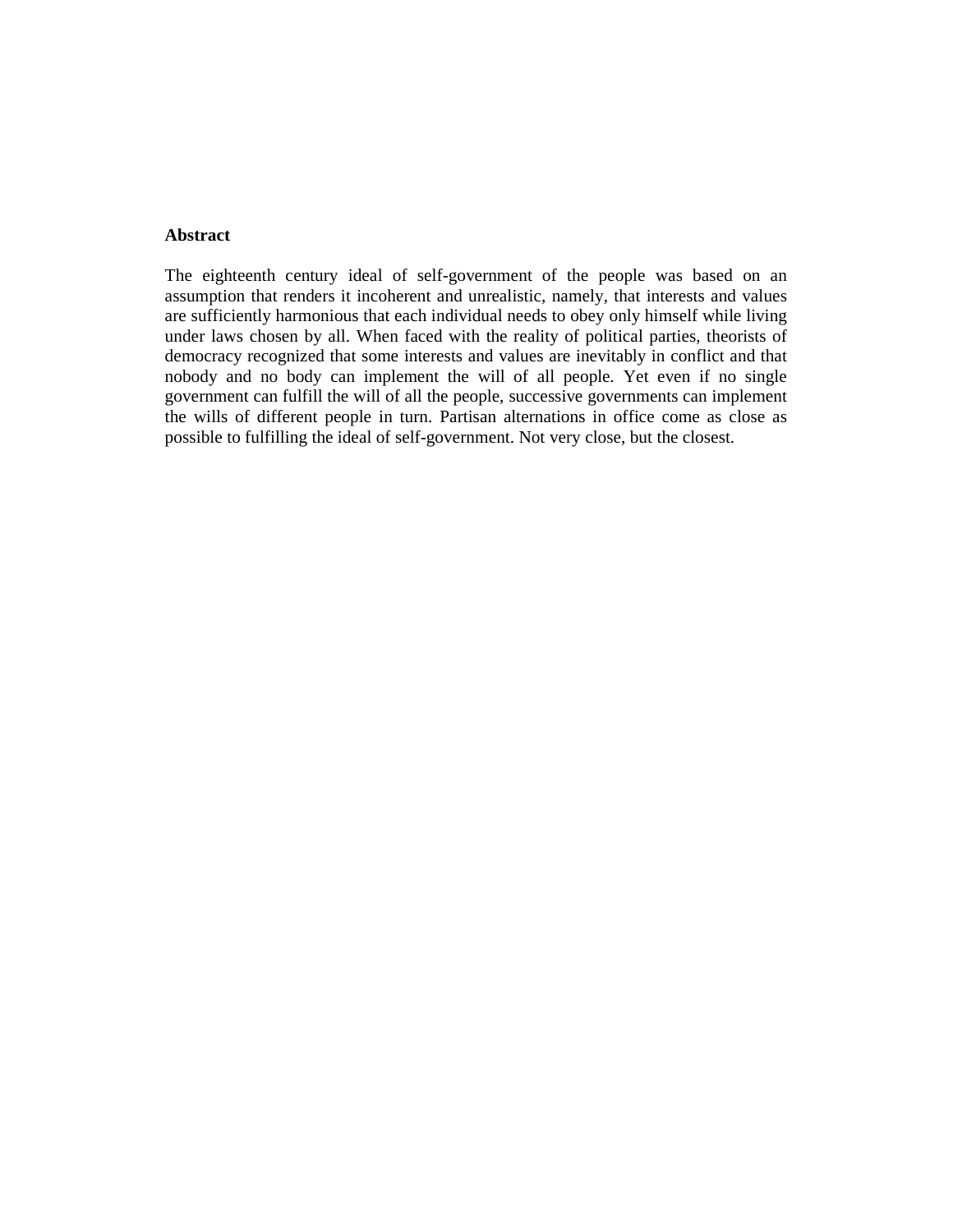**Abstract**

The eighteenth century ideal of self-government of the people was based on an assumption that renders it incoherent and unrealistic, namely, that interests and values are sufficiently harmonious that each individual needs to obey only himself while living under laws chosen by all. When faced with the reality of political parties, theorists of democracy recognized that some interests and values are inevitably in conflict and that nobody and no body can implement the will of all people. Yet even if no single government can fulfill the will of all the people, successive governments can implement the wills of different people in turn. Partisan alternations in office come as close as possible to fulfilling the ideal of self-government. Not very close, but the closest.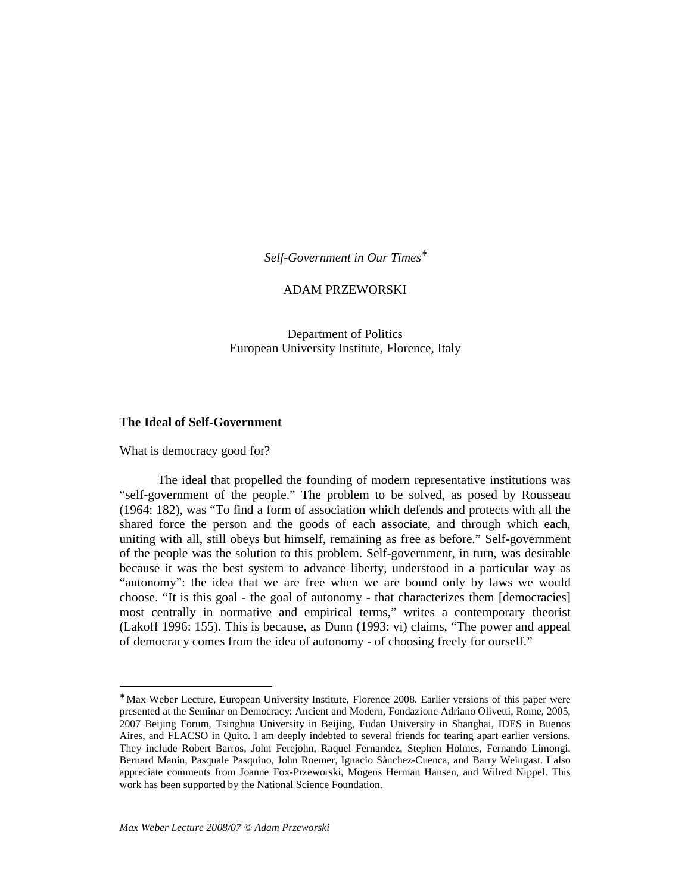*Self-Government in Our Times*[*]

ADAM PRZEWORSKI

Department of Politics
European University Institute, Florence, Italy

## The Ideal of Self-Government

What is democracy good for?

The ideal that propelled the founding of modern representative institutions was "self-government of the people." The problem to be solved, as posed by Rousseau (1964: 182), was "To find a form of association which defends and protects with all the shared force the person and the goods of each associate, and through which each, uniting with all, still obeys but himself, remaining as free as before." Self-government of the people was the solution to this problem. Self-government, in turn, was desirable because it was the best system to advance liberty, understood in a particular way as "autonomy": the idea that we are free when we are bound only by laws we would choose. "It is this goal - the goal of autonomy - that characterizes them [democracies] most centrally in normative and empirical terms," writes a contemporary theorist (Lakoff 1996: 155). This is because, as Dunn (1993: vi) claims, "The power and appeal of democracy comes from the idea of autonomy - of choosing freely for ourself."

---

[*] Max Weber Lecture, European University Institute, Florence 2008. Earlier versions of this paper were presented at the Seminar on Democracy: Ancient and Modern, Fondazione Adriano Olivetti, Rome, 2005, 2007 Beijing Forum, Tsinghua University in Beijing, Fudan University in Shanghai, IDES in Buenos Aires, and FLACSO in Quito. I am deeply indebted to several friends for tearing apart earlier versions. They include Robert Barros, John Ferejohn, Raquel Fernandez, Stephen Holmes, Fernando Limongi, Bernard Manin, Pasquale Pasquino, John Roemer, Ignacio Sànchez-Cuenca, and Barry Weingast. I also appreciate comments from Joanne Fox-Przeworski, Mogens Herman Hansen, and Wilred Nippel. This work has been supported by the National Science Foundation.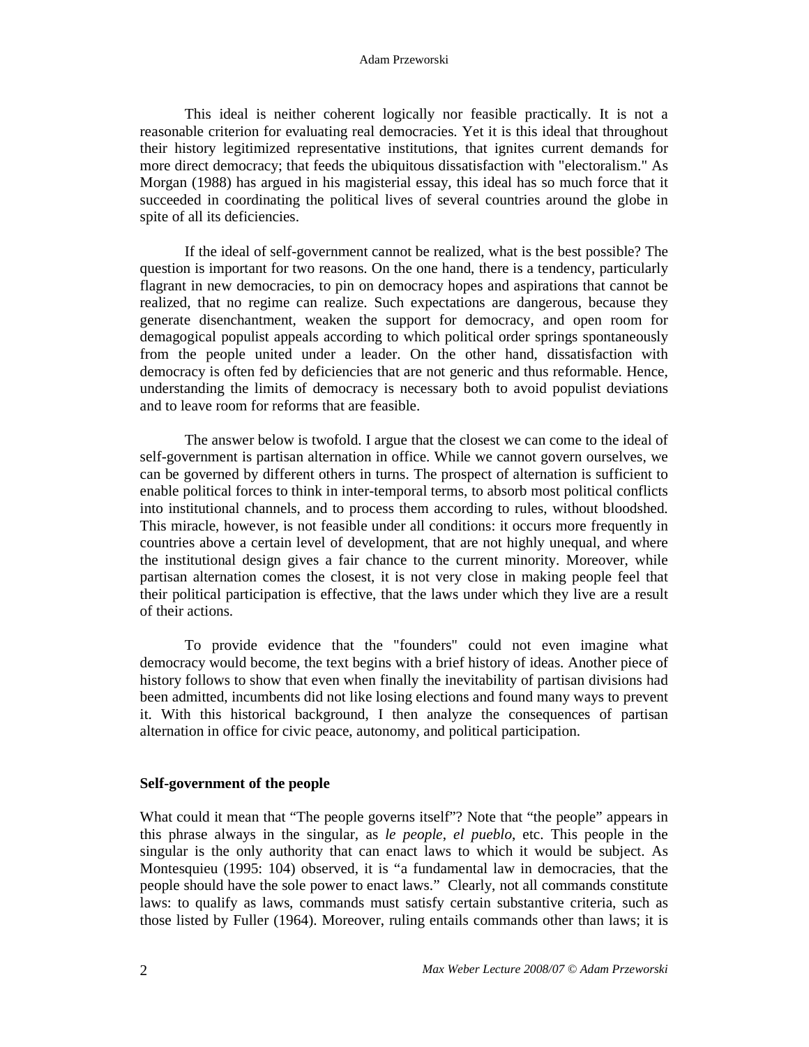This ideal is neither coherent logically nor feasible practically. It is not a reasonable criterion for evaluating real democracies. Yet it is this ideal that throughout their history legitimized representative institutions, that ignites current demands for more direct democracy; that feeds the ubiquitous dissatisfaction with "electoralism." As Morgan (1988) has argued in his magisterial essay, this ideal has so much force that it succeeded in coordinating the political lives of several countries around the globe in spite of all its deficiencies.

If the ideal of self-government cannot be realized, what is the best possible? The question is important for two reasons. On the one hand, there is a tendency, particularly flagrant in new democracies, to pin on democracy hopes and aspirations that cannot be realized, that no regime can realize. Such expectations are dangerous, because they generate disenchantment, weaken the support for democracy, and open room for demagogical populist appeals according to which political order springs spontaneously from the people united under a leader. On the other hand, dissatisfaction with democracy is often fed by deficiencies that are not generic and thus reformable. Hence, understanding the limits of democracy is necessary both to avoid populist deviations and to leave room for reforms that are feasible.

The answer below is twofold. I argue that the closest we can come to the ideal of self-government is partisan alternation in office. While we cannot govern ourselves, we can be governed by different others in turns. The prospect of alternation is sufficient to enable political forces to think in inter-temporal terms, to absorb most political conflicts into institutional channels, and to process them according to rules, without bloodshed. This miracle, however, is not feasible under all conditions: it occurs more frequently in countries above a certain level of development, that are not highly unequal, and where the institutional design gives a fair chance to the current minority. Moreover, while partisan alternation comes the closest, it is not very close in making people feel that their political participation is effective, that the laws under which they live are a result of their actions.

To provide evidence that the "founders" could not even imagine what democracy would become, the text begins with a brief history of ideas. Another piece of history follows to show that even when finally the inevitability of partisan divisions had been admitted, incumbents did not like losing elections and found many ways to prevent it. With this historical background, I then analyze the consequences of partisan alternation in office for civic peace, autonomy, and political participation.

## Self-government of the people

What could it mean that "The people governs itself"? Note that "the people" appears in this phrase always in the singular, as *le people*, *el pueblo*, etc. This people in the singular is the only authority that can enact laws to which it would be subject. As Montesquieu (1995: 104) observed, it is "a fundamental law in democracies, that the people should have the sole power to enact laws." Clearly, not all commands constitute laws: to qualify as laws, commands must satisfy certain substantive criteria, such as those listed by Fuller (1964). Moreover, ruling entails commands other than laws; it is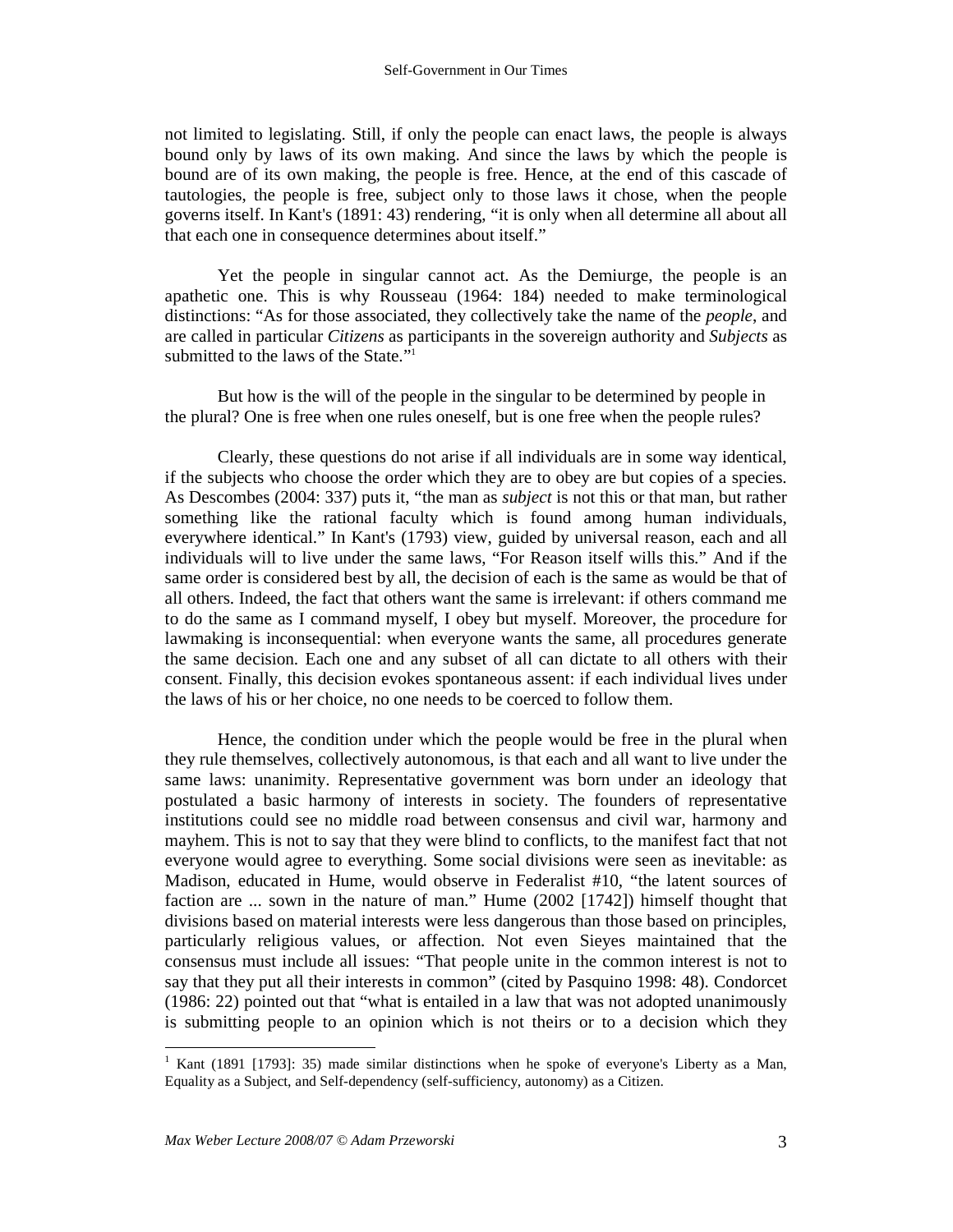not limited to legislating. Still, if only the people can enact laws, the people is always bound only by laws of its own making. And since the laws by which the people is bound are of its own making, the people is free. Hence, at the end of this cascade of tautologies, the people is free, subject only to those laws it chose, when the people governs itself. In Kant's (1891: 43) rendering, "it is only when all determine all about all that each one in consequence determines about itself."

Yet the people in singular cannot act. As the Demiurge, the people is an apathetic one. This is why Rousseau (1964: 184) needed to make terminological distinctions: "As for those associated, they collectively take the name of the *people*, and are called in particular *Citizens* as participants in the sovereign authority and *Subjects* as submitted to the laws of the State."[1]

But how is the will of the people in the singular to be determined by people in the plural? One is free when one rules oneself, but is one free when the people rules?

Clearly, these questions do not arise if all individuals are in some way identical, if the subjects who choose the order which they are to obey are but copies of a species. As Descombes (2004: 337) puts it, "the man as *subject* is not this or that man, but rather something like the rational faculty which is found among human individuals, everywhere identical." In Kant's (1793) view, guided by universal reason, each and all individuals will to live under the same laws, "For Reason itself wills this." And if the same order is considered best by all, the decision of each is the same as would be that of all others. Indeed, the fact that others want the same is irrelevant: if others command me to do the same as I command myself, I obey but myself. Moreover, the procedure for lawmaking is inconsequential: when everyone wants the same, all procedures generate the same decision. Each one and any subset of all can dictate to all others with their consent. Finally, this decision evokes spontaneous assent: if each individual lives under the laws of his or her choice, no one needs to be coerced to follow them.

Hence, the condition under which the people would be free in the plural when they rule themselves, collectively autonomous, is that each and all want to live under the same laws: unanimity. Representative government was born under an ideology that postulated a basic harmony of interests in society. The founders of representative institutions could see no middle road between consensus and civil war, harmony and mayhem. This is not to say that they were blind to conflicts, to the manifest fact that not everyone would agree to everything. Some social divisions were seen as inevitable: as Madison, educated in Hume, would observe in Federalist #10, "the latent sources of faction are ... sown in the nature of man." Hume (2002 [1742]) himself thought that divisions based on material interests were less dangerous than those based on principles, particularly religious values, or affection. Not even Sieyes maintained that the consensus must include all issues: "That people unite in the common interest is not to say that they put all their interests in common" (cited by Pasquino 1998: 48). Condorcet (1986: 22) pointed out that "what is entailed in a law that was not adopted unanimously is submitting people to an opinion which is not theirs or to a decision which they

[1] Kant (1891 [1793]: 35) made similar distinctions when he spoke of everyone's Liberty as a Man, Equality as a Subject, and Self-dependency (self-sufficiency, autonomy) as a Citizen.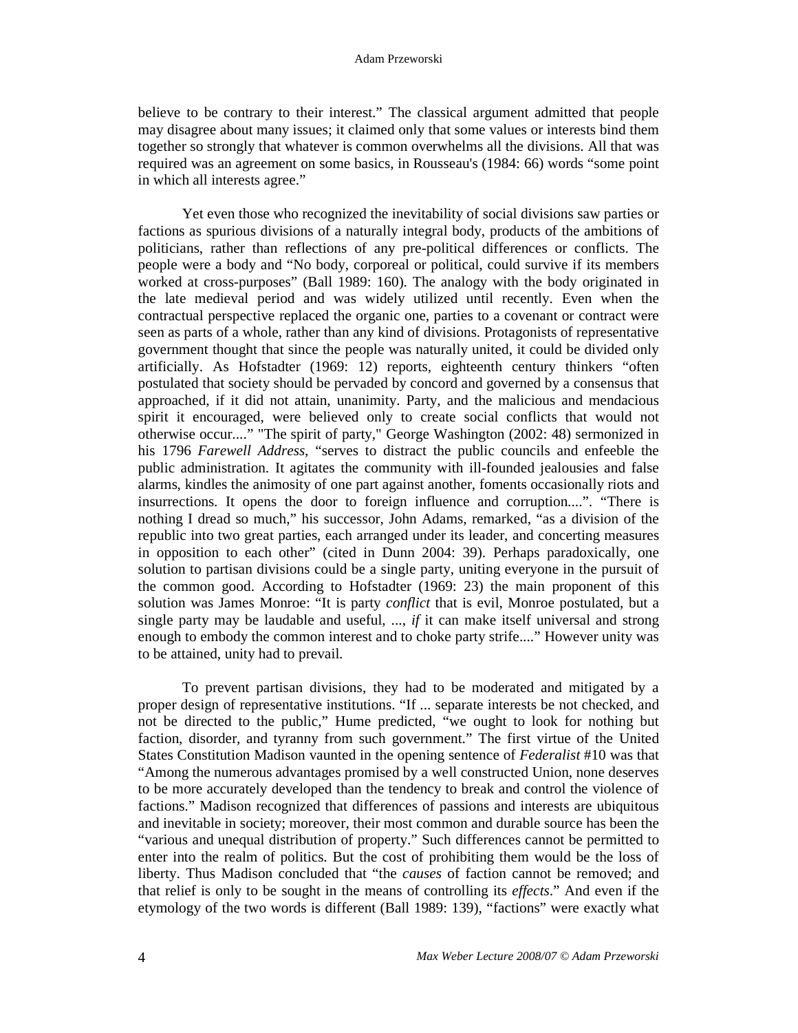believe to be contrary to their interest." The classical argument admitted that people may disagree about many issues; it claimed only that some values or interests bind them together so strongly that whatever is common overwhelms all the divisions. All that was required was an agreement on some basics, in Rousseau's (1984: 66) words "some point in which all interests agree."

Yet even those who recognized the inevitability of social divisions saw parties or factions as spurious divisions of a naturally integral body, products of the ambitions of politicians, rather than reflections of any pre-political differences or conflicts. The people were a body and "No body, corporeal or political, could survive if its members worked at cross-purposes" (Ball 1989: 160). The analogy with the body originated in the late medieval period and was widely utilized until recently. Even when the contractual perspective replaced the organic one, parties to a covenant or contract were seen as parts of a whole, rather than any kind of divisions. Protagonists of representative government thought that since the people was naturally united, it could be divided only artificially. As Hofstadter (1969: 12) reports, eighteenth century thinkers "often postulated that society should be pervaded by concord and governed by a consensus that approached, if it did not attain, unanimity. Party, and the malicious and mendacious spirit it encouraged, were believed only to create social conflicts that would not otherwise occur...." "The spirit of party," George Washington (2002: 48) sermonized in his 1796 *Farewell Address*, "serves to distract the public councils and enfeeble the public administration. It agitates the community with ill-founded jealousies and false alarms, kindles the animosity of one part against another, foments occasionally riots and insurrections. It opens the door to foreign influence and corruption....". "There is nothing I dread so much," his successor, John Adams, remarked, "as a division of the republic into two great parties, each arranged under its leader, and concerting measures in opposition to each other" (cited in Dunn 2004: 39). Perhaps paradoxically, one solution to partisan divisions could be a single party, uniting everyone in the pursuit of the common good. According to Hofstadter (1969: 23) the main proponent of this solution was James Monroe: "It is party *conflict* that is evil, Monroe postulated, but a single party may be laudable and useful, ..., *if* it can make itself universal and strong enough to embody the common interest and to choke party strife...." However unity was to be attained, unity had to prevail.

To prevent partisan divisions, they had to be moderated and mitigated by a proper design of representative institutions. "If ... separate interests be not checked, and not be directed to the public," Hume predicted, "we ought to look for nothing but faction, disorder, and tyranny from such government." The first virtue of the United States Constitution Madison vaunted in the opening sentence of *Federalist* #10 was that "Among the numerous advantages promised by a well constructed Union, none deserves to be more accurately developed than the tendency to break and control the violence of factions." Madison recognized that differences of passions and interests are ubiquitous and inevitable in society; moreover, their most common and durable source has been the "various and unequal distribution of property." Such differences cannot be permitted to enter into the realm of politics. But the cost of prohibiting them would be the loss of liberty. Thus Madison concluded that "the *causes* of faction cannot be removed; and that relief is only to be sought in the means of controlling its *effects*." And even if the etymology of the two words is different (Ball 1989: 139), "factions" were exactly what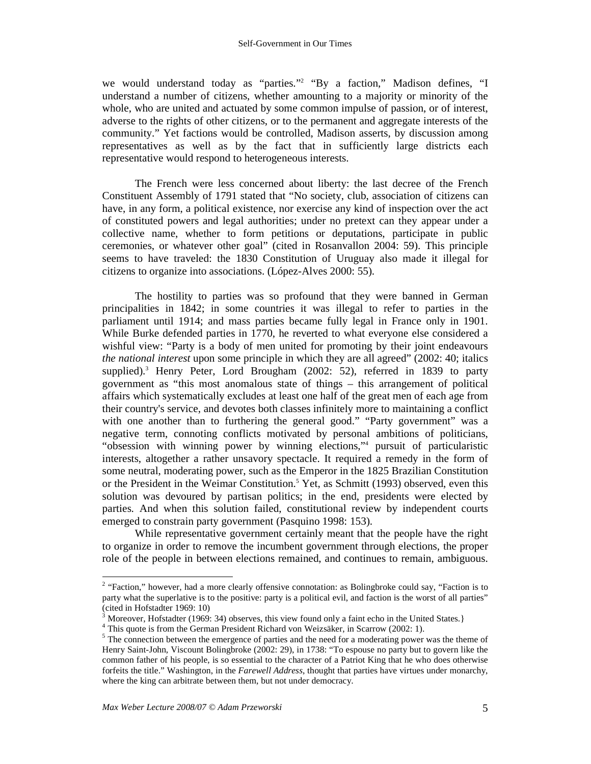we would understand today as "parties."[2] "By a faction," Madison defines, "I understand a number of citizens, whether amounting to a majority or minority of the whole, who are united and actuated by some common impulse of passion, or of interest, adverse to the rights of other citizens, or to the permanent and aggregate interests of the community." Yet factions would be controlled, Madison asserts, by discussion among representatives as well as by the fact that in sufficiently large districts each representative would respond to heterogeneous interests.

The French were less concerned about liberty: the last decree of the French Constituent Assembly of 1791 stated that "No society, club, association of citizens can have, in any form, a political existence, nor exercise any kind of inspection over the act of constituted powers and legal authorities; under no pretext can they appear under a collective name, whether to form petitions or deputations, participate in public ceremonies, or whatever other goal" (cited in Rosanvallon 2004: 59). This principle seems to have traveled: the 1830 Constitution of Uruguay also made it illegal for citizens to organize into associations. (López-Alves 2000: 55).

The hostility to parties was so profound that they were banned in German principalities in 1842; in some countries it was illegal to refer to parties in the parliament until 1914; and mass parties became fully legal in France only in 1901. While Burke defended parties in 1770, he reverted to what everyone else considered a wishful view: "Party is a body of men united for promoting by their joint endeavours *the national interest* upon some principle in which they are all agreed" (2002: 40; italics supplied).[3] Henry Peter, Lord Brougham (2002: 52), referred in 1839 to party government as "this most anomalous state of things – this arrangement of political affairs which systematically excludes at least one half of the great men of each age from their country's service, and devotes both classes infinitely more to maintaining a conflict with one another than to furthering the general good." "Party government" was a negative term, connoting conflicts motivated by personal ambitions of politicians, "obsession with winning power by winning elections,"[4] pursuit of particularistic interests, altogether a rather unsavory spectacle. It required a remedy in the form of some neutral, moderating power, such as the Emperor in the 1825 Brazilian Constitution or the President in the Weimar Constitution.[5] Yet, as Schmitt (1993) observed, even this solution was devoured by partisan politics; in the end, presidents were elected by parties. And when this solution failed, constitutional review by independent courts emerged to constrain party government (Pasquino 1998: 153).

While representative government certainly meant that the people have the right to organize in order to remove the incumbent government through elections, the proper role of the people in between elections remained, and continues to remain, ambiguous.

---

[2] "Faction," however, had a more clearly offensive connotation: as Bolingbroke could say, "Faction is to party what the superlative is to the positive: party is a political evil, and faction is the worst of all parties" (cited in Hofstadter 1969: 10)

[3] Moreover, Hofstadter (1969: 34) observes, this view found only a faint echo in the United States.}

[4] This quote is from the German President Richard von Weizsäker, in Scarrow (2002: 1).

[5] The connection between the emergence of parties and the need for a moderating power was the theme of Henry Saint-John, Viscount Bolingbroke (2002: 29), in 1738: "To espouse no party but to govern like the common father of his people, is so essential to the character of a Patriot King that he who does otherwise forfeits the title." Washington, in the *Farewell Address*, thought that parties have virtues under monarchy, where the king can arbitrate between them, but not under democracy.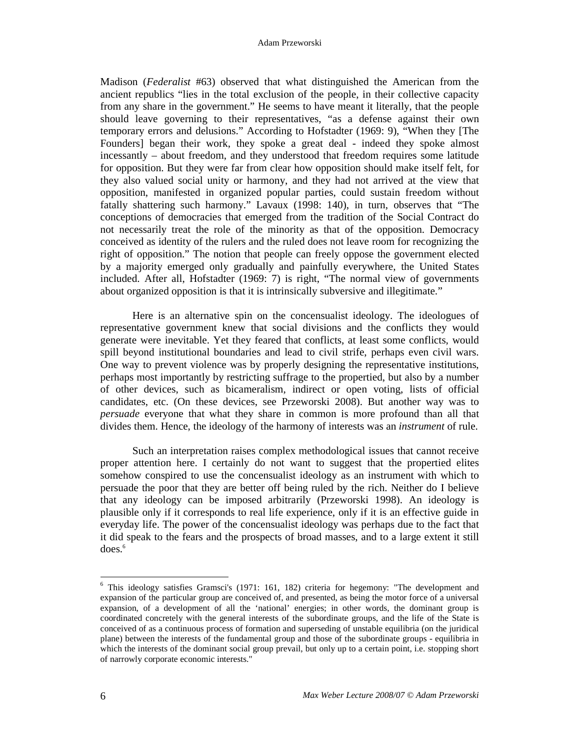Madison (*Federalist* #63) observed that what distinguished the American from the ancient republics "lies in the total exclusion of the people, in their collective capacity from any share in the government." He seems to have meant it literally, that the people should leave governing to their representatives, "as a defense against their own temporary errors and delusions." According to Hofstadter (1969: 9), "When they [The Founders] began their work, they spoke a great deal - indeed they spoke almost incessantly – about freedom, and they understood that freedom requires some latitude for opposition. But they were far from clear how opposition should make itself felt, for they also valued social unity or harmony, and they had not arrived at the view that opposition, manifested in organized popular parties, could sustain freedom without fatally shattering such harmony." Lavaux (1998: 140), in turn, observes that "The conceptions of democracies that emerged from the tradition of the Social Contract do not necessarily treat the role of the minority as that of the opposition. Democracy conceived as identity of the rulers and the ruled does not leave room for recognizing the right of opposition." The notion that people can freely oppose the government elected by a majority emerged only gradually and painfully everywhere, the United States included. After all, Hofstadter (1969: 7) is right, "The normal view of governments about organized opposition is that it is intrinsically subversive and illegitimate."

Here is an alternative spin on the concensualist ideology. The ideologues of representative government knew that social divisions and the conflicts they would generate were inevitable. Yet they feared that conflicts, at least some conflicts, would spill beyond institutional boundaries and lead to civil strife, perhaps even civil wars. One way to prevent violence was by properly designing the representative institutions, perhaps most importantly by restricting suffrage to the propertied, but also by a number of other devices, such as bicameralism, indirect or open voting, lists of official candidates, etc. (On these devices, see Przeworski 2008). But another way was to *persuade* everyone that what they share in common is more profound than all that divides them. Hence, the ideology of the harmony of interests was an *instrument* of rule.

Such an interpretation raises complex methodological issues that cannot receive proper attention here. I certainly do not want to suggest that the propertied elites somehow conspired to use the concensualist ideology as an instrument with which to persuade the poor that they are better off being ruled by the rich. Neither do I believe that any ideology can be imposed arbitrarily (Przeworski 1998). An ideology is plausible only if it corresponds to real life experience, only if it is an effective guide in everyday life. The power of the concensualist ideology was perhaps due to the fact that it did speak to the fears and the prospects of broad masses, and to a large extent it still does.[6]

---

[6] This ideology satisfies Gramsci's (1971: 161, 182) criteria for hegemony: "The development and expansion of the particular group are conceived of, and presented, as being the motor force of a universal expansion, of a development of all the 'national' energies; in other words, the dominant group is coordinated concretely with the general interests of the subordinate groups, and the life of the State is conceived of as a continuous process of formation and superseding of unstable equilibria (on the juridical plane) between the interests of the fundamental group and those of the subordinate groups - equilibria in which the interests of the dominant social group prevail, but only up to a certain point, i.e. stopping short of narrowly corporate economic interests."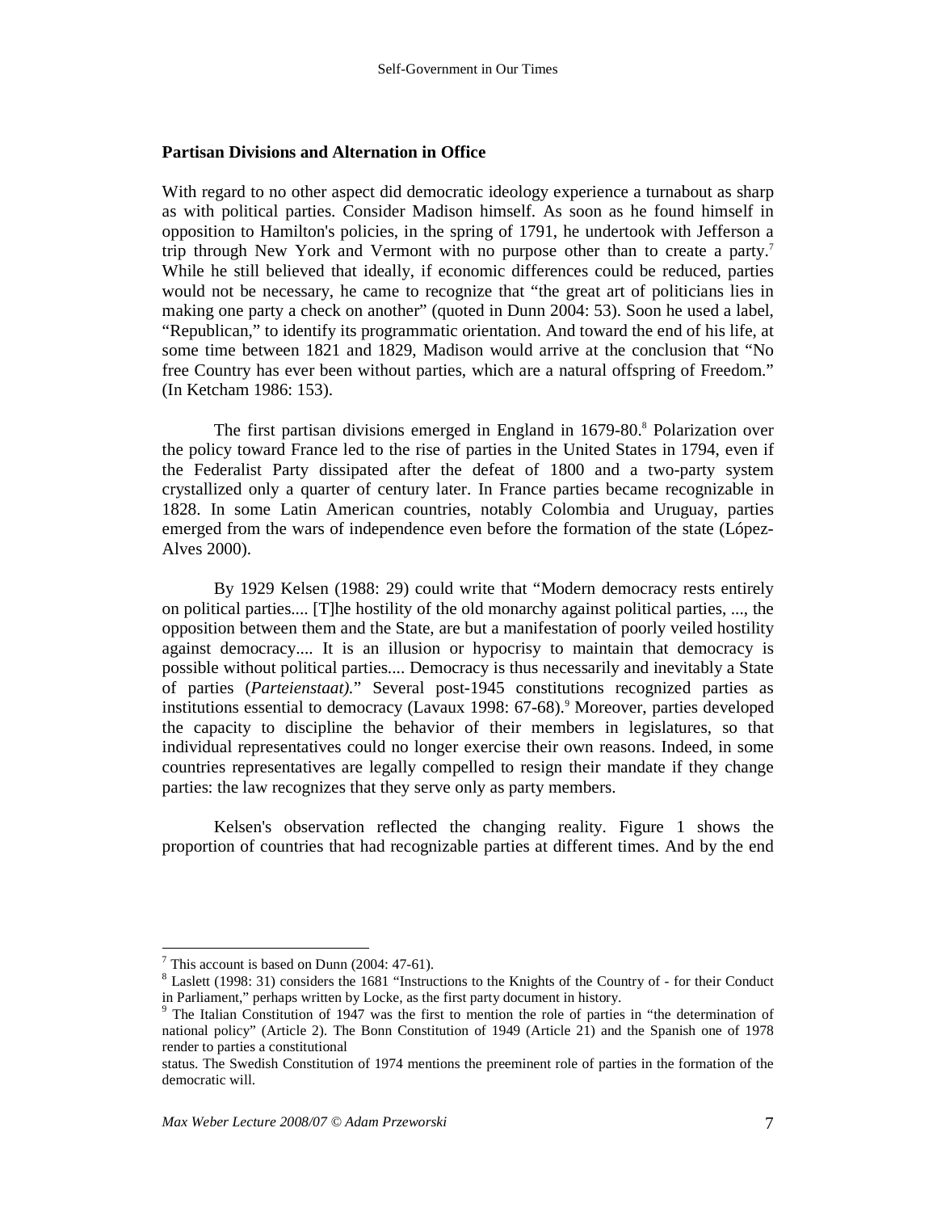## Partisan Divisions and Alternation in Office

With regard to no other aspect did democratic ideology experience a turnabout as sharp as with political parties. Consider Madison himself. As soon as he found himself in opposition to Hamilton's policies, in the spring of 1791, he undertook with Jefferson a trip through New York and Vermont with no purpose other than to create a party.[7] While he still believed that ideally, if economic differences could be reduced, parties would not be necessary, he came to recognize that "the great art of politicians lies in making one party a check on another" (quoted in Dunn 2004: 53). Soon he used a label, "Republican," to identify its programmatic orientation. And toward the end of his life, at some time between 1821 and 1829, Madison would arrive at the conclusion that "No free Country has ever been without parties, which are a natural offspring of Freedom." (In Ketcham 1986: 153).

The first partisan divisions emerged in England in 1679-80.[8] Polarization over the policy toward France led to the rise of parties in the United States in 1794, even if the Federalist Party dissipated after the defeat of 1800 and a two-party system crystallized only a quarter of century later. In France parties became recognizable in 1828. In some Latin American countries, notably Colombia and Uruguay, parties emerged from the wars of independence even before the formation of the state (López-Alves 2000).

By 1929 Kelsen (1988: 29) could write that "Modern democracy rests entirely on political parties.... [T]he hostility of the old monarchy against political parties, ..., the opposition between them and the State, are but a manifestation of poorly veiled hostility against democracy.... It is an illusion or hypocrisy to maintain that democracy is possible without political parties.... Democracy is thus necessarily and inevitably a State of parties (*Parteienstaat).*" Several post-1945 constitutions recognized parties as institutions essential to democracy (Lavaux 1998: 67-68).[9] Moreover, parties developed the capacity to discipline the behavior of their members in legislatures, so that individual representatives could no longer exercise their own reasons. Indeed, in some countries representatives are legally compelled to resign their mandate if they change parties: the law recognizes that they serve only as party members.

Kelsen's observation reflected the changing reality. Figure 1 shows the proportion of countries that had recognizable parties at different times. And by the end

---

[7] This account is based on Dunn (2004: 47-61).

[8] Laslett (1998: 31) considers the 1681 "Instructions to the Knights of the Country of - for their Conduct in Parliament," perhaps written by Locke, as the first party document in history.

[9] The Italian Constitution of 1947 was the first to mention the role of parties in "the determination of national policy" (Article 2). The Bonn Constitution of 1949 (Article 21) and the Spanish one of 1978 render to parties a constitutional status. The Swedish Constitution of 1974 mentions the preeminent role of parties in the formation of the democratic will.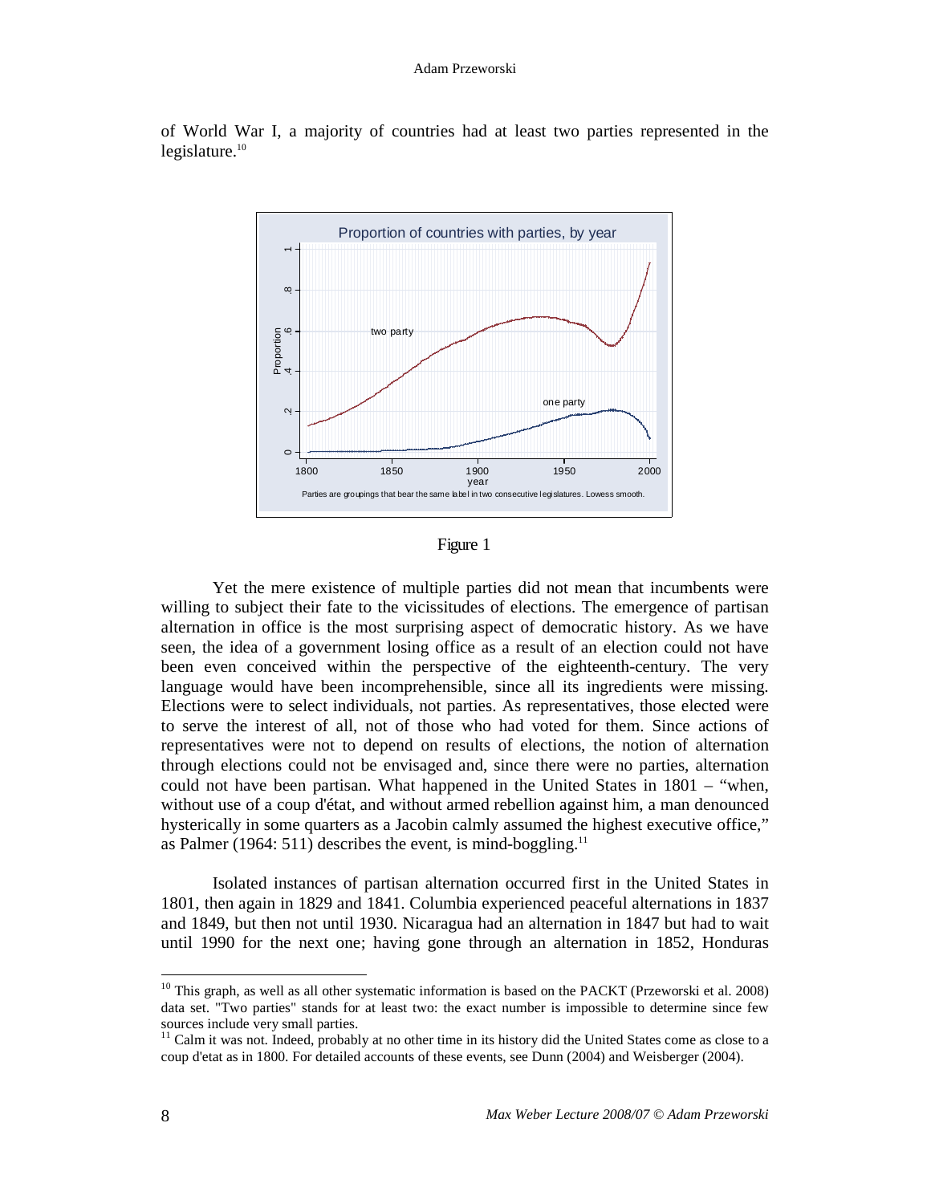of World War I, a majority of countries had at least two parties represented in the legislature.[10]

Figure 1

Yet the mere existence of multiple parties did not mean that incumbents were willing to subject their fate to the vicissitudes of elections. The emergence of partisan alternation in office is the most surprising aspect of democratic history. As we have seen, the idea of a government losing office as a result of an election could not have been even conceived within the perspective of the eighteenth-century. The very language would have been incomprehensible, since all its ingredients were missing. Elections were to select individuals, not parties. As representatives, those elected were to serve the interest of all, not of those who had voted for them. Since actions of representatives were not to depend on results of elections, the notion of alternation through elections could not be envisaged and, since there were no parties, alternation could not have been partisan. What happened in the United States in 1801 – "when, without use of a coup d'état, and without armed rebellion against him, a man denounced hysterically in some quarters as a Jacobin calmly assumed the highest executive office," as Palmer (1964: 511) describes the event, is mind-boggling.[11]

Isolated instances of partisan alternation occurred first in the United States in 1801, then again in 1829 and 1841. Columbia experienced peaceful alternations in 1837 and 1849, but then not until 1930. Nicaragua had an alternation in 1847 but had to wait until 1990 for the next one; having gone through an alternation in 1852, Honduras

---

[10] This graph, as well as all other systematic information is based on the PACKT (Przeworski et al. 2008) data set. "Two parties" stands for at least two: the exact number is impossible to determine since few sources include very small parties.

[11] Calm it was not. Indeed, probably at no other time in its history did the United States come as close to a coup d'etat as in 1800. For detailed accounts of these events, see Dunn (2004) and Weisberger (2004).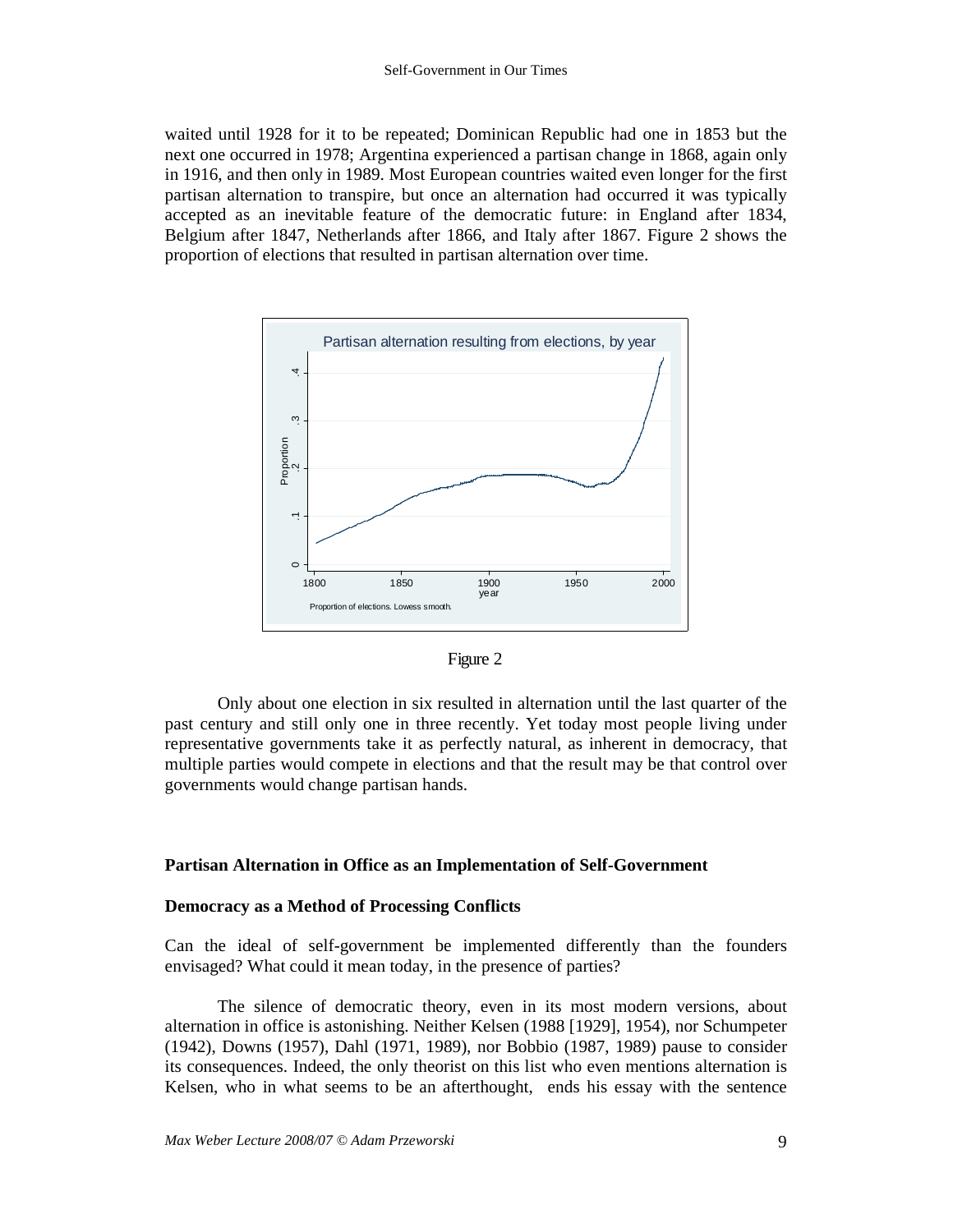waited until 1928 for it to be repeated; Dominican Republic had one in 1853 but the next one occurred in 1978; Argentina experienced a partisan change in 1868, again only in 1916, and then only in 1989. Most European countries waited even longer for the first partisan alternation to transpire, but once an alternation had occurred it was typically accepted as an inevitable feature of the democratic future: in England after 1834, Belgium after 1847, Netherlands after 1866, and Italy after 1867. Figure 2 shows the proportion of elections that resulted in partisan alternation over time.

Figure 2

Only about one election in six resulted in alternation until the last quarter of the past century and still only one in three recently. Yet today most people living under representative governments take it as perfectly natural, as inherent in democracy, that multiple parties would compete in elections and that the result may be that control over governments would change partisan hands.

## Partisan Alternation in Office as an Implementation of Self-Government

### Democracy as a Method of Processing Conflicts

Can the ideal of self-government be implemented differently than the founders envisaged? What could it mean today, in the presence of parties?

The silence of democratic theory, even in its most modern versions, about alternation in office is astonishing. Neither Kelsen (1988 [1929], 1954), nor Schumpeter (1942), Downs (1957), Dahl (1971, 1989), nor Bobbio (1987, 1989) pause to consider its consequences. Indeed, the only theorist on this list who even mentions alternation is Kelsen, who in what seems to be an afterthought, ends his essay with the sentence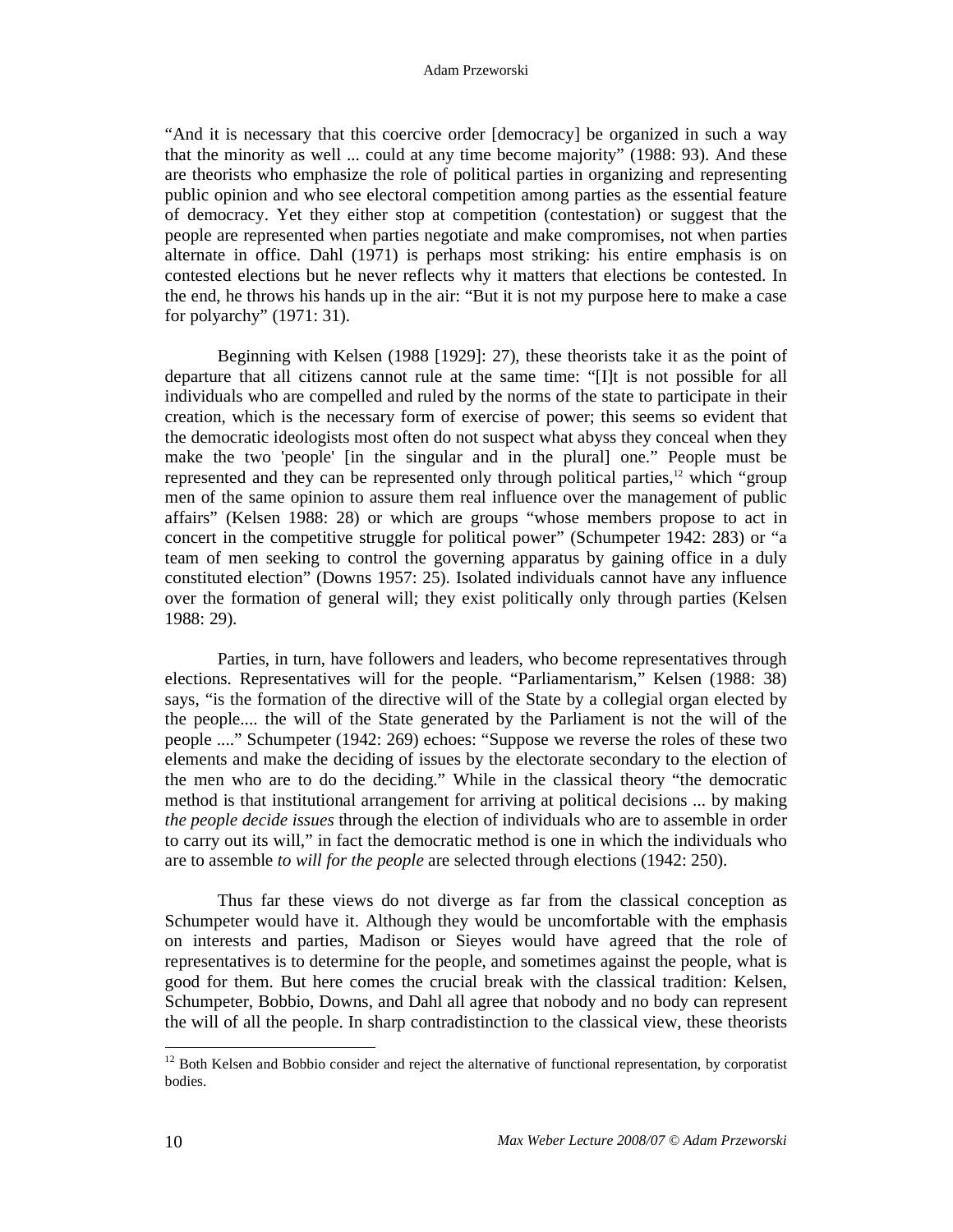"And it is necessary that this coercive order [democracy] be organized in such a way that the minority as well ... could at any time become majority" (1988: 93). And these are theorists who emphasize the role of political parties in organizing and representing public opinion and who see electoral competition among parties as the essential feature of democracy. Yet they either stop at competition (contestation) or suggest that the people are represented when parties negotiate and make compromises, not when parties alternate in office. Dahl (1971) is perhaps most striking: his entire emphasis is on contested elections but he never reflects why it matters that elections be contested. In the end, he throws his hands up in the air: "But it is not my purpose here to make a case for polyarchy" (1971: 31).

Beginning with Kelsen (1988 [1929]: 27), these theorists take it as the point of departure that all citizens cannot rule at the same time: "[I]t is not possible for all individuals who are compelled and ruled by the norms of the state to participate in their creation, which is the necessary form of exercise of power; this seems so evident that the democratic ideologists most often do not suspect what abyss they conceal when they make the two 'people' [in the singular and in the plural] one." People must be represented and they can be represented only through political parties,[12] which "group men of the same opinion to assure them real influence over the management of public affairs" (Kelsen 1988: 28) or which are groups "whose members propose to act in concert in the competitive struggle for political power" (Schumpeter 1942: 283) or "a team of men seeking to control the governing apparatus by gaining office in a duly constituted election" (Downs 1957: 25). Isolated individuals cannot have any influence over the formation of general will; they exist politically only through parties (Kelsen 1988: 29).

Parties, in turn, have followers and leaders, who become representatives through elections. Representatives will for the people. "Parliamentarism," Kelsen (1988: 38) says, "is the formation of the directive will of the State by a collegial organ elected by the people.... the will of the State generated by the Parliament is not the will of the people ...." Schumpeter (1942: 269) echoes: "Suppose we reverse the roles of these two elements and make the deciding of issues by the electorate secondary to the election of the men who are to do the deciding." While in the classical theory "the democratic method is that institutional arrangement for arriving at political decisions ... by making *the people decide issues* through the election of individuals who are to assemble in order to carry out its will," in fact the democratic method is one in which the individuals who are to assemble *to will for the people* are selected through elections (1942: 250).

Thus far these views do not diverge as far from the classical conception as Schumpeter would have it. Although they would be uncomfortable with the emphasis on interests and parties, Madison or Sieyes would have agreed that the role of representatives is to determine for the people, and sometimes against the people, what is good for them. But here comes the crucial break with the classical tradition: Kelsen, Schumpeter, Bobbio, Downs, and Dahl all agree that nobody and no body can represent the will of all the people. In sharp contradistinction to the classical view, these theorists

[12] Both Kelsen and Bobbio consider and reject the alternative of functional representation, by corporatist bodies.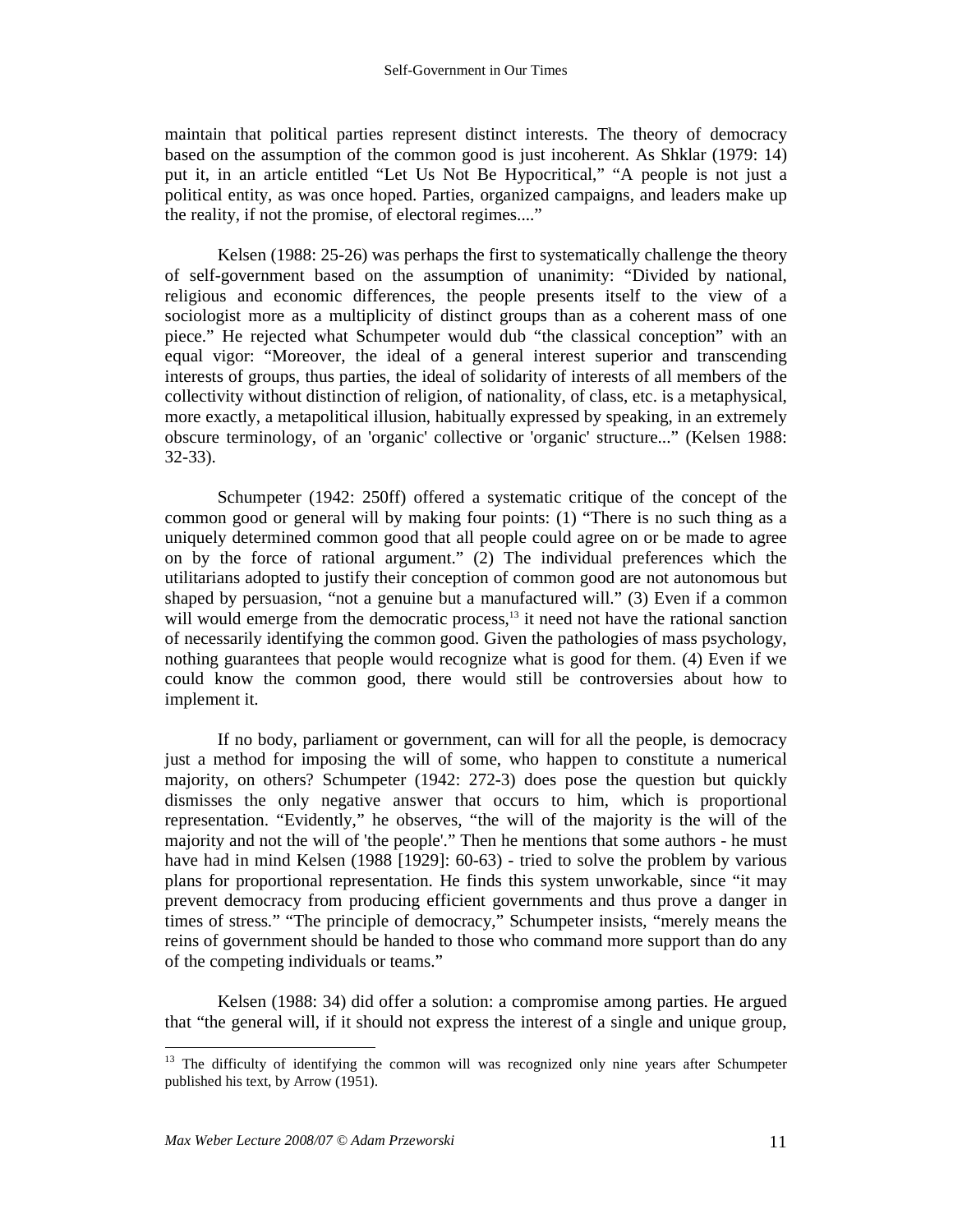maintain that political parties represent distinct interests. The theory of democracy based on the assumption of the common good is just incoherent. As Shklar (1979: 14) put it, in an article entitled "Let Us Not Be Hypocritical," "A people is not just a political entity, as was once hoped. Parties, organized campaigns, and leaders make up the reality, if not the promise, of electoral regimes...."

Kelsen (1988: 25-26) was perhaps the first to systematically challenge the theory of self-government based on the assumption of unanimity: "Divided by national, religious and economic differences, the people presents itself to the view of a sociologist more as a multiplicity of distinct groups than as a coherent mass of one piece." He rejected what Schumpeter would dub "the classical conception" with an equal vigor: "Moreover, the ideal of a general interest superior and transcending interests of groups, thus parties, the ideal of solidarity of interests of all members of the collectivity without distinction of religion, of nationality, of class, etc. is a metaphysical, more exactly, a metapolitical illusion, habitually expressed by speaking, in an extremely obscure terminology, of an 'organic' collective or 'organic' structure..." (Kelsen 1988: 32-33).

Schumpeter (1942: 250ff) offered a systematic critique of the concept of the common good or general will by making four points: (1) "There is no such thing as a uniquely determined common good that all people could agree on or be made to agree on by the force of rational argument." (2) The individual preferences which the utilitarians adopted to justify their conception of common good are not autonomous but shaped by persuasion, "not a genuine but a manufactured will." (3) Even if a common will would emerge from the democratic process,[13] it need not have the rational sanction of necessarily identifying the common good. Given the pathologies of mass psychology, nothing guarantees that people would recognize what is good for them. (4) Even if we could know the common good, there would still be controversies about how to implement it.

If no body, parliament or government, can will for all the people, is democracy just a method for imposing the will of some, who happen to constitute a numerical majority, on others? Schumpeter (1942: 272-3) does pose the question but quickly dismisses the only negative answer that occurs to him, which is proportional representation. "Evidently," he observes, "the will of the majority is the will of the majority and not the will of 'the people'." Then he mentions that some authors - he must have had in mind Kelsen (1988 [1929]: 60-63) - tried to solve the problem by various plans for proportional representation. He finds this system unworkable, since "it may prevent democracy from producing efficient governments and thus prove a danger in times of stress." "The principle of democracy," Schumpeter insists, "merely means the reins of government should be handed to those who command more support than do any of the competing individuals or teams."

Kelsen (1988: 34) did offer a solution: a compromise among parties. He argued that "the general will, if it should not express the interest of a single and unique group,

[13] The difficulty of identifying the common will was recognized only nine years after Schumpeter published his text, by Arrow (1951).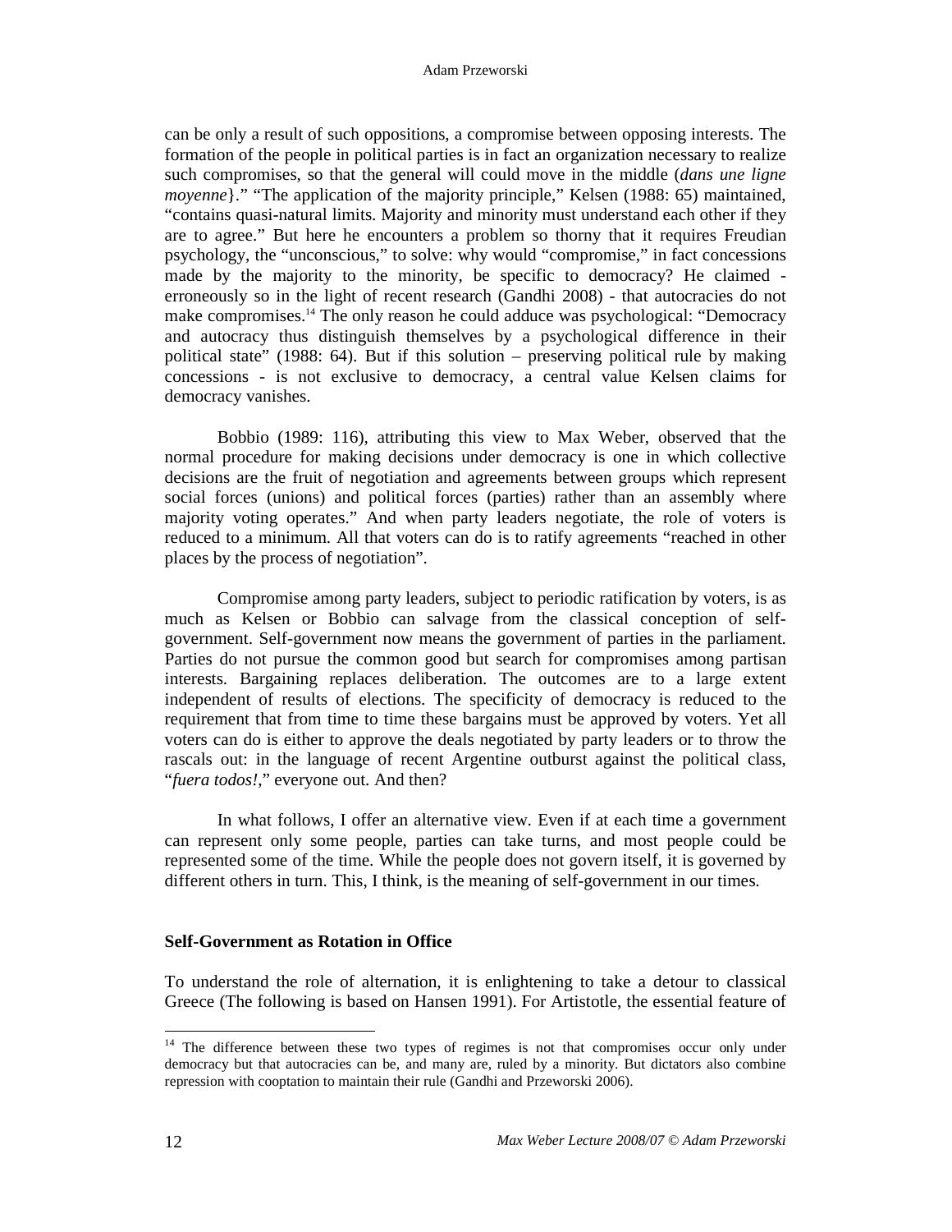can be only a result of such oppositions, a compromise between opposing interests. The formation of the people in political parties is in fact an organization necessary to realize such compromises, so that the general will could move in the middle (*dans une ligne moyenne*}." "The application of the majority principle," Kelsen (1988: 65) maintained, "contains quasi-natural limits. Majority and minority must understand each other if they are to agree." But here he encounters a problem so thorny that it requires Freudian psychology, the "unconscious," to solve: why would "compromise," in fact concessions made by the majority to the minority, be specific to democracy? He claimed - erroneously so in the light of recent research (Gandhi 2008) - that autocracies do not make compromises.[14] The only reason he could adduce was psychological: "Democracy and autocracy thus distinguish themselves by a psychological difference in their political state" (1988: 64). But if this solution – preserving political rule by making concessions - is not exclusive to democracy, a central value Kelsen claims for democracy vanishes.

Bobbio (1989: 116), attributing this view to Max Weber, observed that the normal procedure for making decisions under democracy is one in which collective decisions are the fruit of negotiation and agreements between groups which represent social forces (unions) and political forces (parties) rather than an assembly where majority voting operates." And when party leaders negotiate, the role of voters is reduced to a minimum. All that voters can do is to ratify agreements "reached in other places by the process of negotiation".

Compromise among party leaders, subject to periodic ratification by voters, is as much as Kelsen or Bobbio can salvage from the classical conception of self-government. Self-government now means the government of parties in the parliament. Parties do not pursue the common good but search for compromises among partisan interests. Bargaining replaces deliberation. The outcomes are to a large extent independent of results of elections. The specificity of democracy is reduced to the requirement that from time to time these bargains must be approved by voters. Yet all voters can do is either to approve the deals negotiated by party leaders or to throw the rascals out: in the language of recent Argentine outburst against the political class, "*fuera todos!*," everyone out. And then?

In what follows, I offer an alternative view. Even if at each time a government can represent only some people, parties can take turns, and most people could be represented some of the time. While the people does not govern itself, it is governed by different others in turn. This, I think, is the meaning of self-government in our times.

### Self-Government as Rotation in Office

To understand the role of alternation, it is enlightening to take a detour to classical Greece (The following is based on Hansen 1991). For Artistotle, the essential feature of

[14] The difference between these two types of regimes is not that compromises occur only under democracy but that autocracies can be, and many are, ruled by a minority. But dictators also combine repression with cooptation to maintain their rule (Gandhi and Przeworski 2006).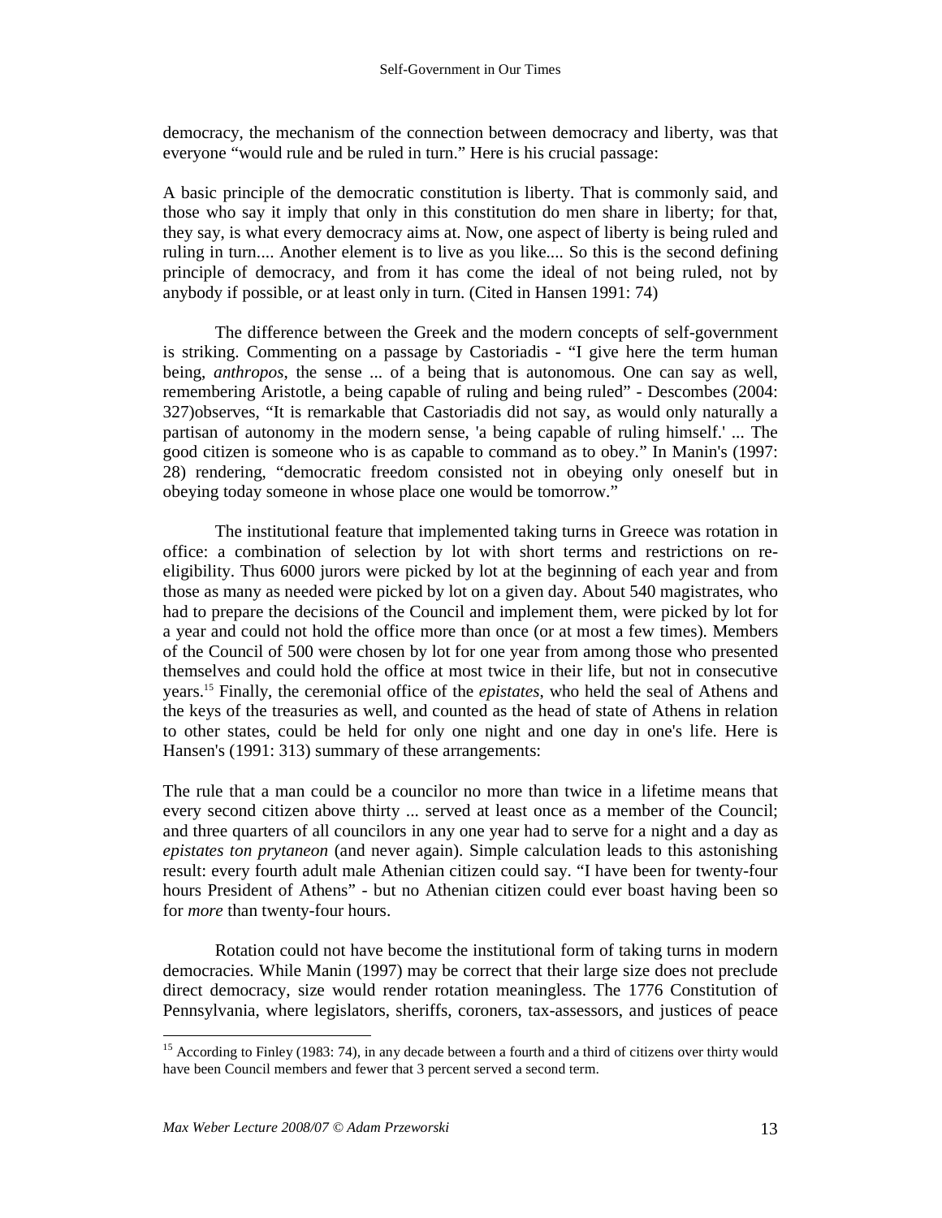democracy, the mechanism of the connection between democracy and liberty, was that everyone "would rule and be ruled in turn." Here is his crucial passage:

A basic principle of the democratic constitution is liberty. That is commonly said, and those who say it imply that only in this constitution do men share in liberty; for that, they say, is what every democracy aims at. Now, one aspect of liberty is being ruled and ruling in turn.... Another element is to live as you like.... So this is the second defining principle of democracy, and from it has come the ideal of not being ruled, not by anybody if possible, or at least only in turn. (Cited in Hansen 1991: 74)

The difference between the Greek and the modern concepts of self-government is striking. Commenting on a passage by Castoriadis - "I give here the term human being, *anthropos*, the sense ... of a being that is autonomous. One can say as well, remembering Aristotle, a being capable of ruling and being ruled" - Descombes (2004: 327)observes, "It is remarkable that Castoriadis did not say, as would only naturally a partisan of autonomy in the modern sense, 'a being capable of ruling himself.' ... The good citizen is someone who is as capable to command as to obey." In Manin's (1997: 28) rendering, "democratic freedom consisted not in obeying only oneself but in obeying today someone in whose place one would be tomorrow."

The institutional feature that implemented taking turns in Greece was rotation in office: a combination of selection by lot with short terms and restrictions on re-eligibility. Thus 6000 jurors were picked by lot at the beginning of each year and from those as many as needed were picked by lot on a given day. About 540 magistrates, who had to prepare the decisions of the Council and implement them, were picked by lot for a year and could not hold the office more than once (or at most a few times). Members of the Council of 500 were chosen by lot for one year from among those who presented themselves and could hold the office at most twice in their life, but not in consecutive years.[15] Finally, the ceremonial office of the *epistates*, who held the seal of Athens and the keys of the treasuries as well, and counted as the head of state of Athens in relation to other states, could be held for only one night and one day in one's life. Here is Hansen's (1991: 313) summary of these arrangements:

The rule that a man could be a councilor no more than twice in a lifetime means that every second citizen above thirty ... served at least once as a member of the Council; and three quarters of all councilors in any one year had to serve for a night and a day as *epistates ton prytaneon* (and never again). Simple calculation leads to this astonishing result: every fourth adult male Athenian citizen could say. "I have been for twenty-four hours President of Athens" - but no Athenian citizen could ever boast having been so for *more* than twenty-four hours.

Rotation could not have become the institutional form of taking turns in modern democracies. While Manin (1997) may be correct that their large size does not preclude direct democracy, size would render rotation meaningless. The 1776 Constitution of Pennsylvania, where legislators, sheriffs, coroners, tax-assessors, and justices of peace

[15] According to Finley (1983: 74), in any decade between a fourth and a third of citizens over thirty would have been Council members and fewer that 3 percent served a second term.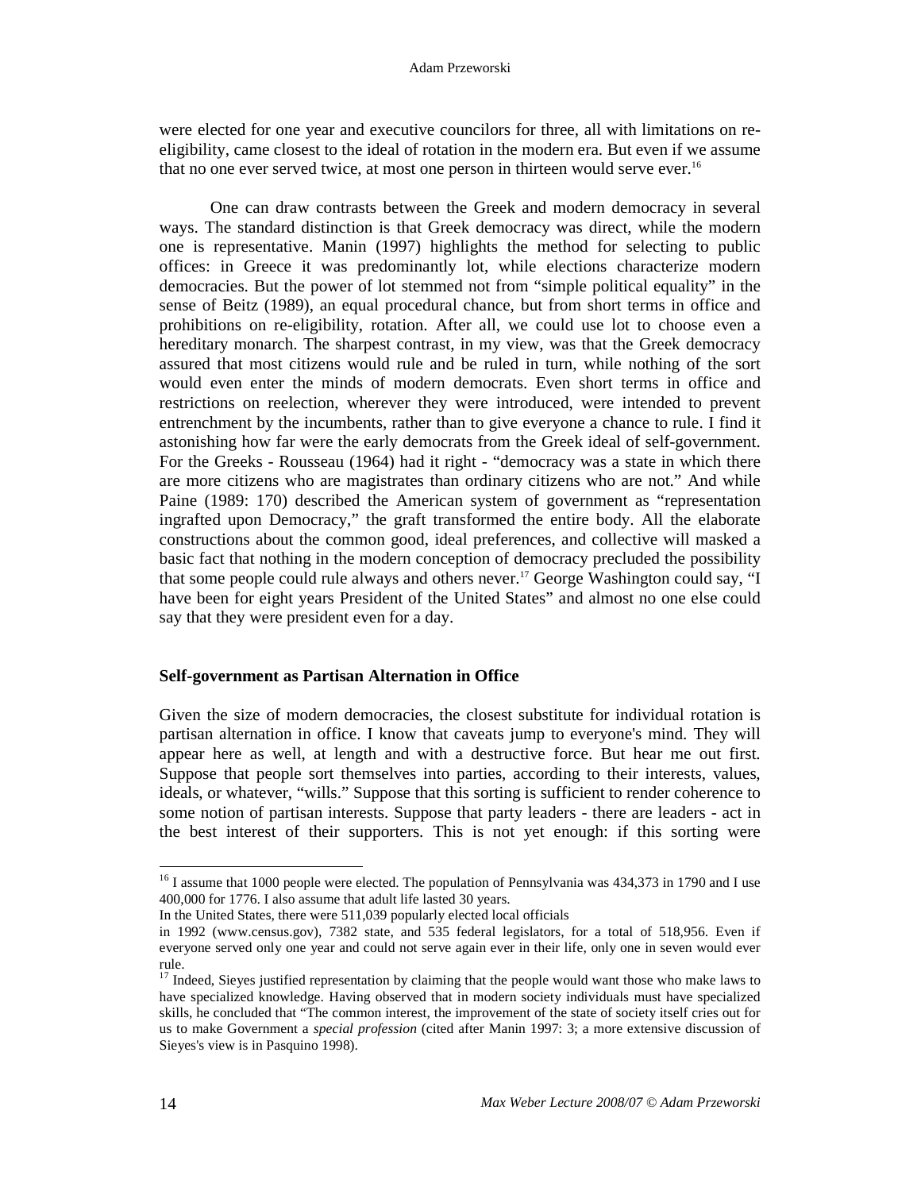were elected for one year and executive councilors for three, all with limitations on re-eligibility, came closest to the ideal of rotation in the modern era. But even if we assume that no one ever served twice, at most one person in thirteen would serve ever.[16]

One can draw contrasts between the Greek and modern democracy in several ways. The standard distinction is that Greek democracy was direct, while the modern one is representative. Manin (1997) highlights the method for selecting to public offices: in Greece it was predominantly lot, while elections characterize modern democracies. But the power of lot stemmed not from "simple political equality" in the sense of Beitz (1989), an equal procedural chance, but from short terms in office and prohibitions on re-eligibility, rotation. After all, we could use lot to choose even a hereditary monarch. The sharpest contrast, in my view, was that the Greek democracy assured that most citizens would rule and be ruled in turn, while nothing of the sort would even enter the minds of modern democrats. Even short terms in office and restrictions on reelection, wherever they were introduced, were intended to prevent entrenchment by the incumbents, rather than to give everyone a chance to rule. I find it astonishing how far were the early democrats from the Greek ideal of self-government. For the Greeks - Rousseau (1964) had it right - "democracy was a state in which there are more citizens who are magistrates than ordinary citizens who are not." And while Paine (1989: 170) described the American system of government as "representation ingrafted upon Democracy," the graft transformed the entire body. All the elaborate constructions about the common good, ideal preferences, and collective will masked a basic fact that nothing in the modern conception of democracy precluded the possibility that some people could rule always and others never.[17] George Washington could say, "I have been for eight years President of the United States" and almost no one else could say that they were president even for a day.

### Self-government as Partisan Alternation in Office

Given the size of modern democracies, the closest substitute for individual rotation is partisan alternation in office. I know that caveats jump to everyone's mind. They will appear here as well, at length and with a destructive force. But hear me out first. Suppose that people sort themselves into parties, according to their interests, values, ideals, or whatever, "wills." Suppose that this sorting is sufficient to render coherence to some notion of partisan interests. Suppose that party leaders - there are leaders - act in the best interest of their supporters. This is not yet enough: if this sorting were

---

[16] I assume that 1000 people were elected. The population of Pennsylvania was 434,373 in 1790 and I use 400,000 for 1776. I also assume that adult life lasted 30 years.
In the United States, there were 511,039 popularly elected local officials in 1992 (www.census.gov), 7382 state, and 535 federal legislators, for a total of 518,956. Even if everyone served only one year and could not serve again ever in their life, only one in seven would ever rule.

[17] Indeed, Sieyes justified representation by claiming that the people would want those who make laws to have specialized knowledge. Having observed that in modern society individuals must have specialized skills, he concluded that "The common interest, the improvement of the state of society itself cries out for us to make Government a *special profession* (cited after Manin 1997: 3; a more extensive discussion of Sieyes's view is in Pasquino 1998).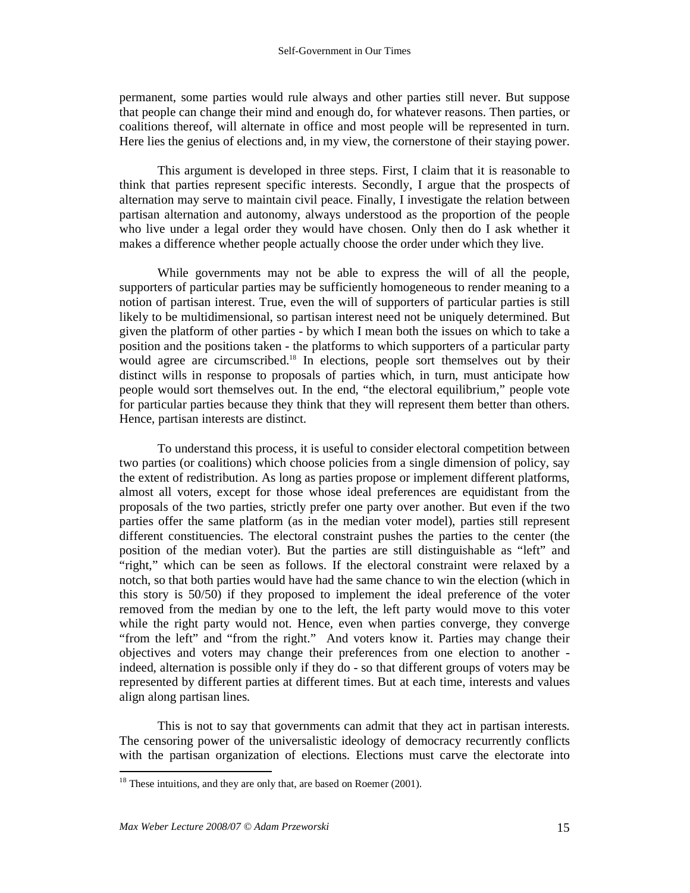permanent, some parties would rule always and other parties still never. But suppose that people can change their mind and enough do, for whatever reasons. Then parties, or coalitions thereof, will alternate in office and most people will be represented in turn. Here lies the genius of elections and, in my view, the cornerstone of their staying power.

This argument is developed in three steps. First, I claim that it is reasonable to think that parties represent specific interests. Secondly, I argue that the prospects of alternation may serve to maintain civil peace. Finally, I investigate the relation between partisan alternation and autonomy, always understood as the proportion of the people who live under a legal order they would have chosen. Only then do I ask whether it makes a difference whether people actually choose the order under which they live.

While governments may not be able to express the will of all the people, supporters of particular parties may be sufficiently homogeneous to render meaning to a notion of partisan interest. True, even the will of supporters of particular parties is still likely to be multidimensional, so partisan interest need not be uniquely determined. But given the platform of other parties - by which I mean both the issues on which to take a position and the positions taken - the platforms to which supporters of a particular party would agree are circumscribed.[18] In elections, people sort themselves out by their distinct wills in response to proposals of parties which, in turn, must anticipate how people would sort themselves out. In the end, "the electoral equilibrium," people vote for particular parties because they think that they will represent them better than others. Hence, partisan interests are distinct.

To understand this process, it is useful to consider electoral competition between two parties (or coalitions) which choose policies from a single dimension of policy, say the extent of redistribution. As long as parties propose or implement different platforms, almost all voters, except for those whose ideal preferences are equidistant from the proposals of the two parties, strictly prefer one party over another. But even if the two parties offer the same platform (as in the median voter model), parties still represent different constituencies. The electoral constraint pushes the parties to the center (the position of the median voter). But the parties are still distinguishable as "left" and "right," which can be seen as follows. If the electoral constraint were relaxed by a notch, so that both parties would have had the same chance to win the election (which in this story is 50/50) if they proposed to implement the ideal preference of the voter removed from the median by one to the left, the left party would move to this voter while the right party would not. Hence, even when parties converge, they converge "from the left" and "from the right." And voters know it. Parties may change their objectives and voters may change their preferences from one election to another - indeed, alternation is possible only if they do - so that different groups of voters may be represented by different parties at different times. But at each time, interests and values align along partisan lines.

This is not to say that governments can admit that they act in partisan interests. The censoring power of the universalistic ideology of democracy recurrently conflicts with the partisan organization of elections. Elections must carve the electorate into

[18] These intuitions, and they are only that, are based on Roemer (2001).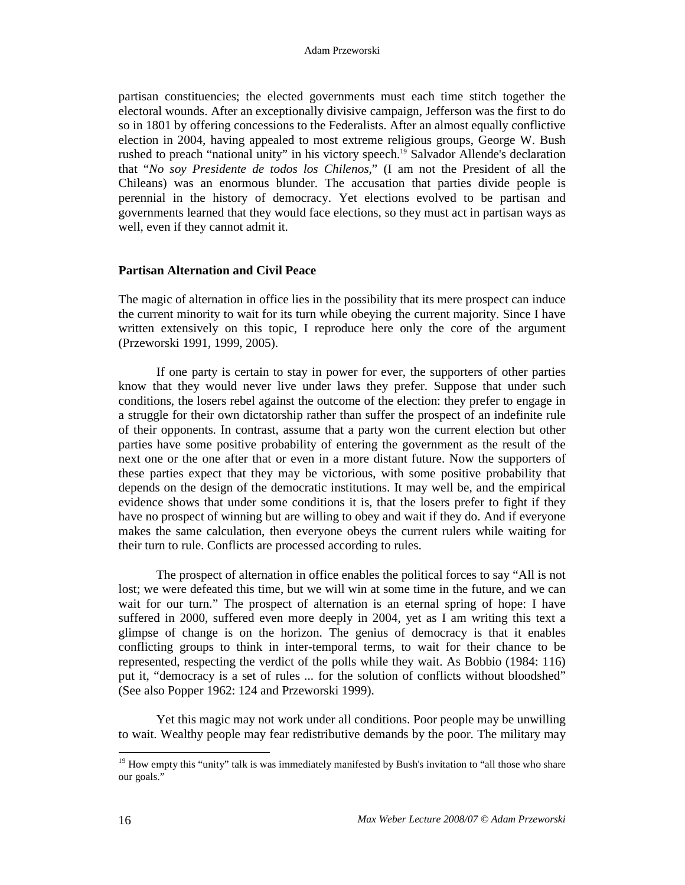partisan constituencies; the elected governments must each time stitch together the electoral wounds. After an exceptionally divisive campaign, Jefferson was the first to do so in 1801 by offering concessions to the Federalists. After an almost equally conflictive election in 2004, having appealed to most extreme religious groups, George W. Bush rushed to preach "national unity" in his victory speech.[19] Salvador Allende's declaration that "*No soy Presidente de todos los Chilenos*," (I am not the President of all the Chileans) was an enormous blunder. The accusation that parties divide people is perennial in the history of democracy. Yet elections evolved to be partisan and governments learned that they would face elections, so they must act in partisan ways as well, even if they cannot admit it.

## Partisan Alternation and Civil Peace

The magic of alternation in office lies in the possibility that its mere prospect can induce the current minority to wait for its turn while obeying the current majority. Since I have written extensively on this topic, I reproduce here only the core of the argument (Przeworski 1991, 1999, 2005).

If one party is certain to stay in power for ever, the supporters of other parties know that they would never live under laws they prefer. Suppose that under such conditions, the losers rebel against the outcome of the election: they prefer to engage in a struggle for their own dictatorship rather than suffer the prospect of an indefinite rule of their opponents. In contrast, assume that a party won the current election but other parties have some positive probability of entering the government as the result of the next one or the one after that or even in a more distant future. Now the supporters of these parties expect that they may be victorious, with some positive probability that depends on the design of the democratic institutions. It may well be, and the empirical evidence shows that under some conditions it is, that the losers prefer to fight if they have no prospect of winning but are willing to obey and wait if they do. And if everyone makes the same calculation, then everyone obeys the current rulers while waiting for their turn to rule. Conflicts are processed according to rules.

The prospect of alternation in office enables the political forces to say "All is not lost; we were defeated this time, but we will win at some time in the future, and we can wait for our turn." The prospect of alternation is an eternal spring of hope: I have suffered in 2000, suffered even more deeply in 2004, yet as I am writing this text a glimpse of change is on the horizon. The genius of democracy is that it enables conflicting groups to think in inter-temporal terms, to wait for their chance to be represented, respecting the verdict of the polls while they wait. As Bobbio (1984: 116) put it, "democracy is a set of rules ... for the solution of conflicts without bloodshed" (See also Popper 1962: 124 and Przeworski 1999).

Yet this magic may not work under all conditions. Poor people may be unwilling to wait. Wealthy people may fear redistributive demands by the poor. The military may

[19] How empty this "unity" talk is was immediately manifested by Bush's invitation to "all those who share our goals."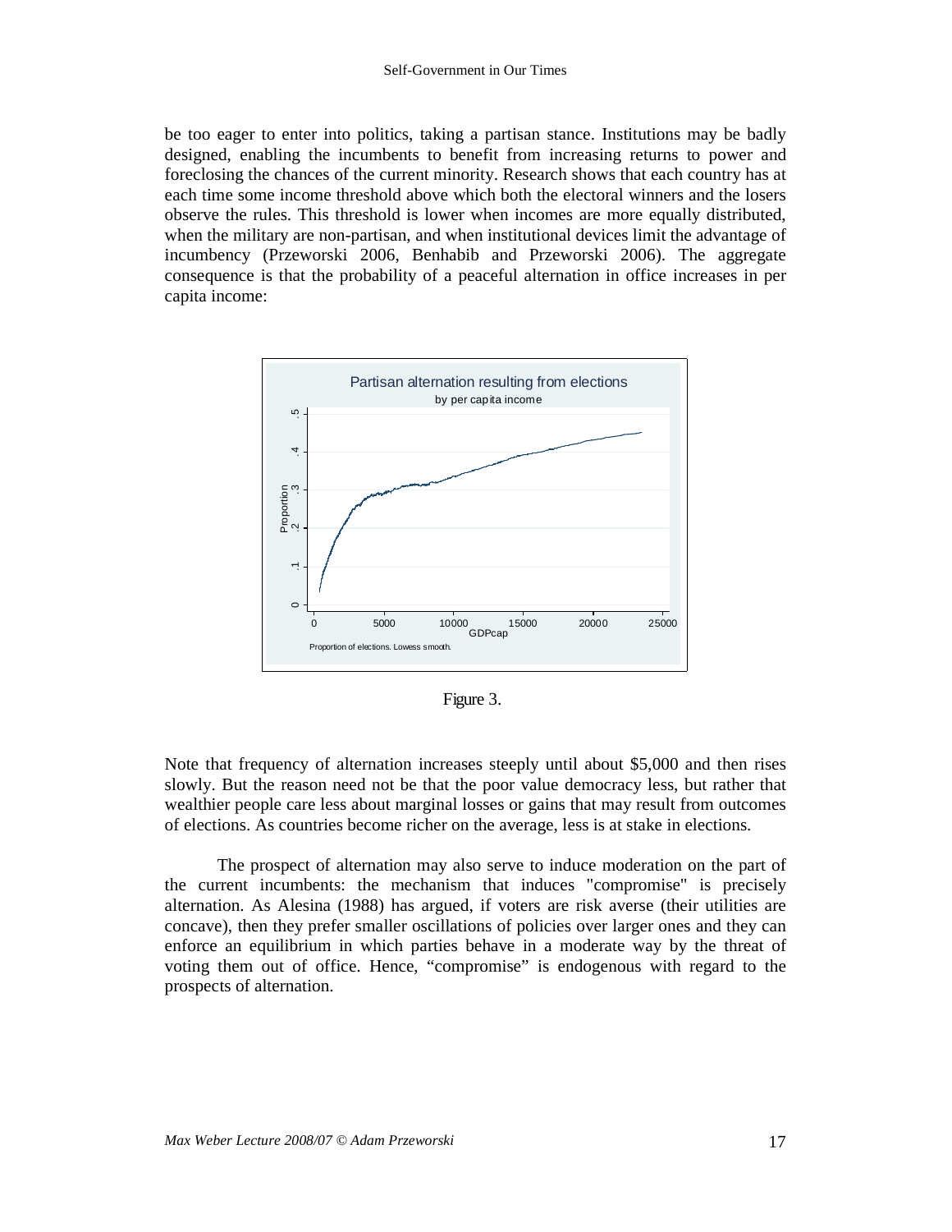be too eager to enter into politics, taking a partisan stance. Institutions may be badly designed, enabling the incumbents to benefit from increasing returns to power and foreclosing the chances of the current minority. Research shows that each country has at each time some income threshold above which both the electoral winners and the losers observe the rules. This threshold is lower when incomes are more equally distributed, when the military are non-partisan, and when institutional devices limit the advantage of incumbency (Przeworski 2006, Benhabib and Przeworski 2006). The aggregate consequence is that the probability of a peaceful alternation in office increases in per capita income:

Figure 3.

Note that frequency of alternation increases steeply until about $5,000 and then rises slowly. But the reason need not be that the poor value democracy less, but rather that wealthier people care less about marginal losses or gains that may result from outcomes of elections. As countries become richer on the average, less is at stake in elections.

The prospect of alternation may also serve to induce moderation on the part of the current incumbents: the mechanism that induces "compromise" is precisely alternation. As Alesina (1988) has argued, if voters are risk averse (their utilities are concave), then they prefer smaller oscillations of policies over larger ones and they can enforce an equilibrium in which parties behave in a moderate way by the threat of voting them out of office. Hence, "compromise" is endogenous with regard to the prospects of alternation.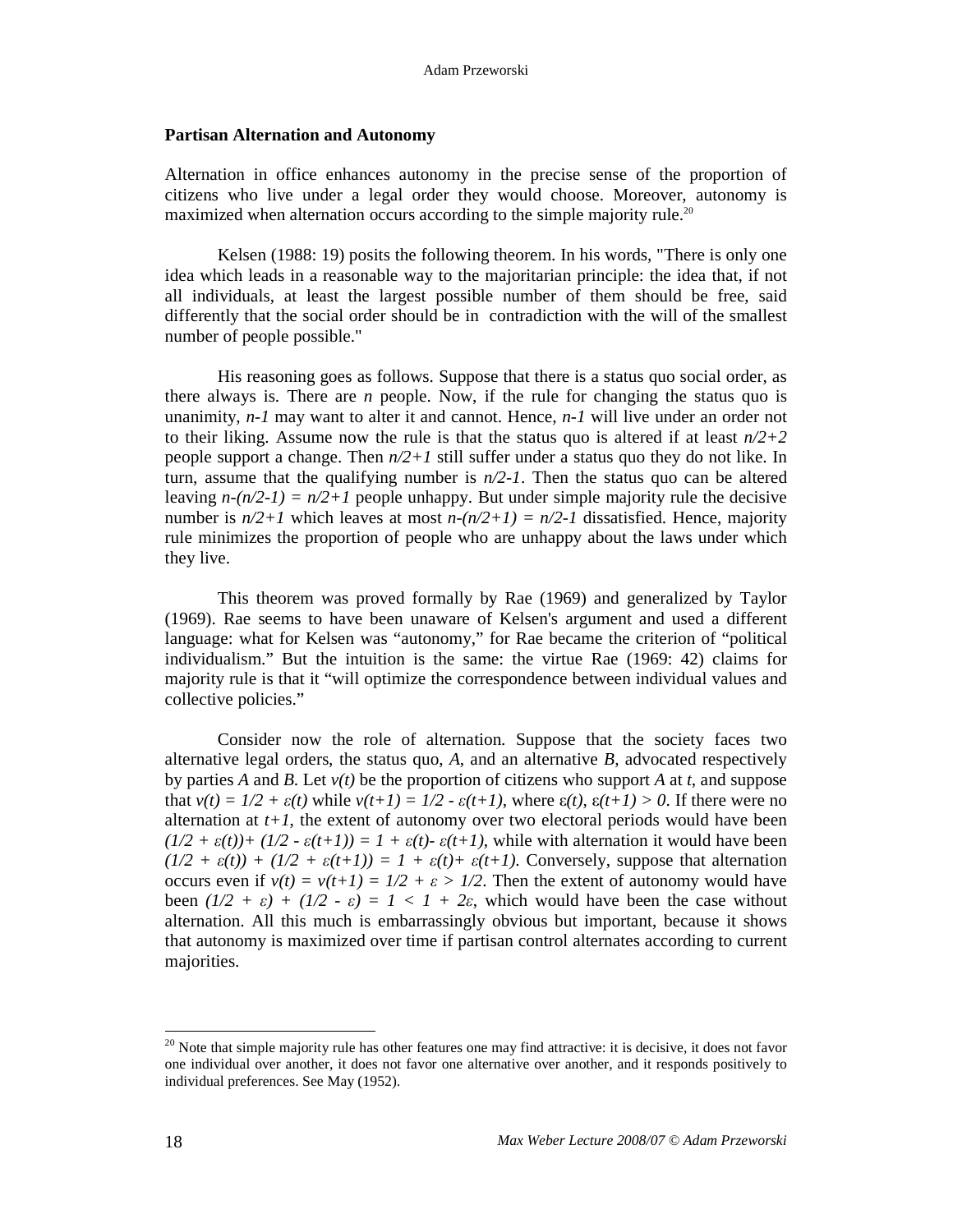### Partisan Alternation and Autonomy

Alternation in office enhances autonomy in the precise sense of the proportion of citizens who live under a legal order they would choose. Moreover, autonomy is maximized when alternation occurs according to the simple majority rule.[20]

Kelsen (1988: 19) posits the following theorem. In his words, "There is only one idea which leads in a reasonable way to the majoritarian principle: the idea that, if not all individuals, at least the largest possible number of them should be free, said differently that the social order should be in contradiction with the will of the smallest number of people possible."

His reasoning goes as follows. Suppose that there is a status quo social order, as there always is. There are $n$ people. Now, if the rule for changing the status quo is unanimity, $n-1$ may want to alter it and cannot. Hence, $n-1$ will live under an order not to their liking. Assume now the rule is that the status quo is altered if at least $n/2+2$ people support a change. Then $n/2+1$ still suffer under a status quo they do not like. In turn, assume that the qualifying number is $n/2-1$. Then the status quo can be altered leaving $n-(n/2-1) = n/2+1$ people unhappy. But under simple majority rule the decisive number is $n/2+1$ which leaves at most $n-(n/2+1) = n/2-1$ dissatisfied. Hence, majority rule minimizes the proportion of people who are unhappy about the laws under which they live.

This theorem was proved formally by Rae (1969) and generalized by Taylor (1969). Rae seems to have been unaware of Kelsen's argument and used a different language: what for Kelsen was "autonomy," for Rae became the criterion of "political individualism." But the intuition is the same: the virtue Rae (1969: 42) claims for majority rule is that it "will optimize the correspondence between individual values and collective policies."

Consider now the role of alternation. Suppose that the society faces two alternative legal orders, the status quo, $A$, and an alternative $B$, advocated respectively by parties $A$ and $B$. Let $v(t)$ be the proportion of citizens who support $A$ at $t$, and suppose that $v(t) = 1/2 + \varepsilon(t)$ while $v(t+1) = 1/2 - \varepsilon(t+1)$, where $\varepsilon(t), \varepsilon(t+1) > 0$. If there were no alternation at $t+1$, the extent of autonomy over two electoral periods would have been $(1/2 + \varepsilon(t)) + (1/2 - \varepsilon(t+1)) = 1 + \varepsilon(t) - \varepsilon(t+1)$, while with alternation it would have been $(1/2 + \varepsilon(t)) + (1/2 + \varepsilon(t+1)) = 1 + \varepsilon(t) + \varepsilon(t+1)$. Conversely, suppose that alternation occurs even if $v(t) = v(t+1) = 1/2 + \varepsilon > 1/2$. Then the extent of autonomy would have been $(1/2 + \varepsilon) + (1/2 - \varepsilon) = 1 < 1 + 2\varepsilon$, which would have been the case without alternation. All this much is embarrassingly obvious but important, because it shows that autonomy is maximized over time if partisan control alternates according to current majorities.

[20] Note that simple majority rule has other features one may find attractive: it is decisive, it does not favor one individual over another, it does not favor one alternative over another, and it responds positively to individual preferences. See May (1952).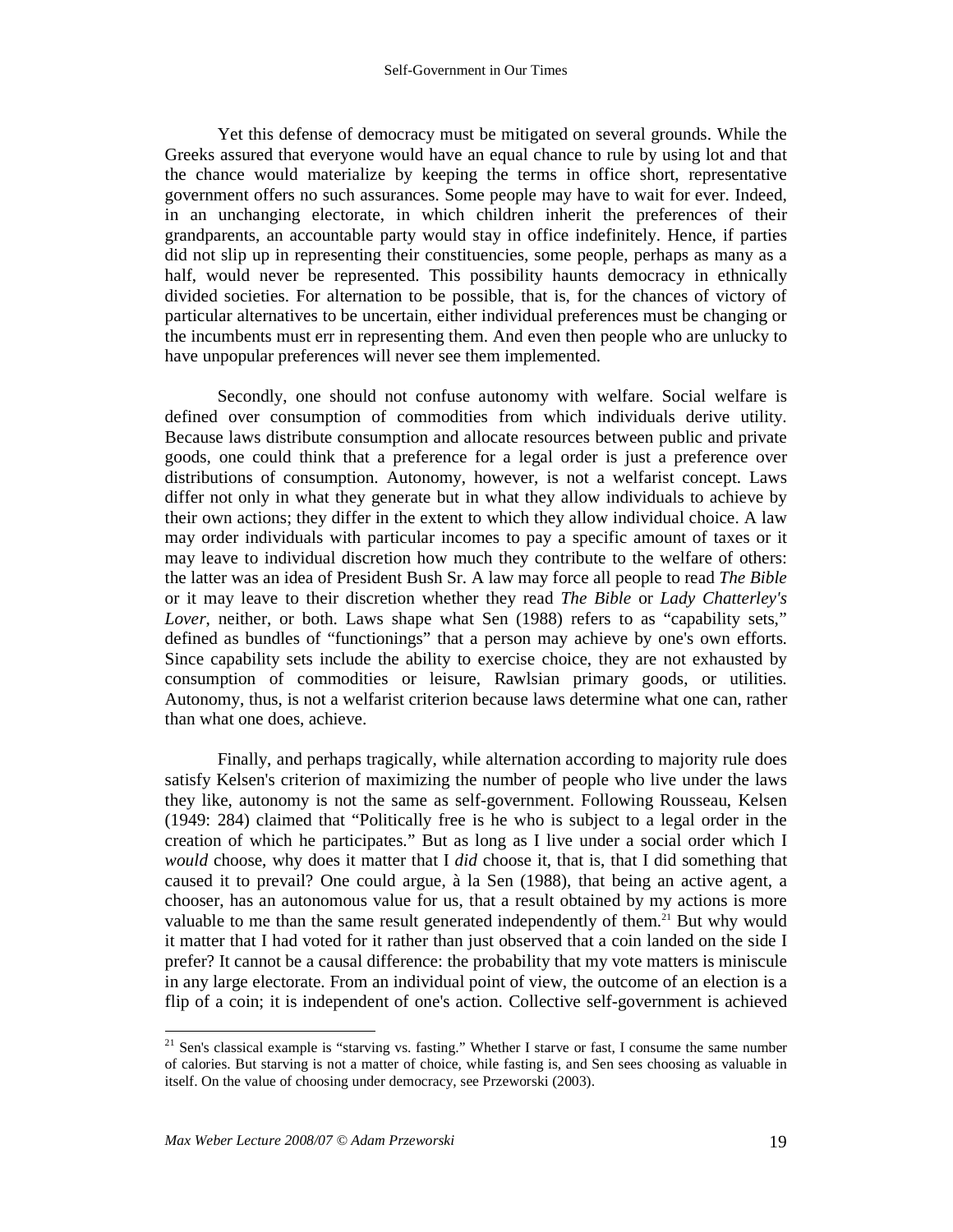Yet this defense of democracy must be mitigated on several grounds. While the Greeks assured that everyone would have an equal chance to rule by using lot and that the chance would materialize by keeping the terms in office short, representative government offers no such assurances. Some people may have to wait for ever. Indeed, in an unchanging electorate, in which children inherit the preferences of their grandparents, an accountable party would stay in office indefinitely. Hence, if parties did not slip up in representing their constituencies, some people, perhaps as many as a half, would never be represented. This possibility haunts democracy in ethnically divided societies. For alternation to be possible, that is, for the chances of victory of particular alternatives to be uncertain, either individual preferences must be changing or the incumbents must err in representing them. And even then people who are unlucky to have unpopular preferences will never see them implemented.

Secondly, one should not confuse autonomy with welfare. Social welfare is defined over consumption of commodities from which individuals derive utility. Because laws distribute consumption and allocate resources between public and private goods, one could think that a preference for a legal order is just a preference over distributions of consumption. Autonomy, however, is not a welfarist concept. Laws differ not only in what they generate but in what they allow individuals to achieve by their own actions; they differ in the extent to which they allow individual choice. A law may order individuals with particular incomes to pay a specific amount of taxes or it may leave to individual discretion how much they contribute to the welfare of others: the latter was an idea of President Bush Sr. A law may force all people to read *The Bible* or it may leave to their discretion whether they read *The Bible* or *Lady Chatterley's Lover*, neither, or both. Laws shape what Sen (1988) refers to as "capability sets," defined as bundles of "functionings" that a person may achieve by one's own efforts. Since capability sets include the ability to exercise choice, they are not exhausted by consumption of commodities or leisure, Rawlsian primary goods, or utilities. Autonomy, thus, is not a welfarist criterion because laws determine what one can, rather than what one does, achieve.

Finally, and perhaps tragically, while alternation according to majority rule does satisfy Kelsen's criterion of maximizing the number of people who live under the laws they like, autonomy is not the same as self-government. Following Rousseau, Kelsen (1949: 284) claimed that "Politically free is he who is subject to a legal order in the creation of which he participates." But as long as I live under a social order which I *would* choose, why does it matter that I *did* choose it, that is, that I did something that caused it to prevail? One could argue, à la Sen (1988), that being an active agent, a chooser, has an autonomous value for us, that a result obtained by my actions is more valuable to me than the same result generated independently of them.[21] But why would it matter that I had voted for it rather than just observed that a coin landed on the side I prefer? It cannot be a causal difference: the probability that my vote matters is miniscule in any large electorate. From an individual point of view, the outcome of an election is a flip of a coin; it is independent of one's action. Collective self-government is achieved

[21] Sen's classical example is "starving vs. fasting." Whether I starve or fast, I consume the same number of calories. But starving is not a matter of choice, while fasting is, and Sen sees choosing as valuable in itself. On the value of choosing under democracy, see Przeworski (2003).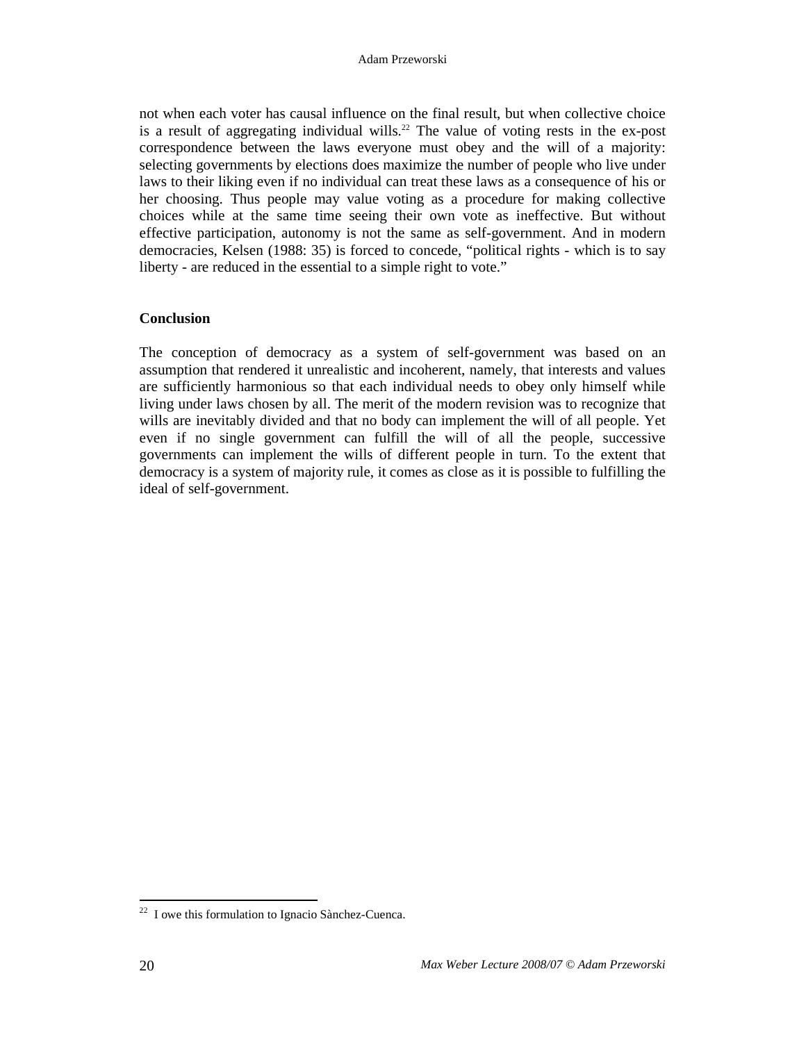not when each voter has causal influence on the final result, but when collective choice is a result of aggregating individual wills.[22] The value of voting rests in the ex-post correspondence between the laws everyone must obey and the will of a majority: selecting governments by elections does maximize the number of people who live under laws to their liking even if no individual can treat these laws as a consequence of his or her choosing. Thus people may value voting as a procedure for making collective choices while at the same time seeing their own vote as ineffective. But without effective participation, autonomy is not the same as self-government. And in modern democracies, Kelsen (1988: 35) is forced to concede, "political rights - which is to say liberty - are reduced in the essential to a simple right to vote."

**Conclusion**

The conception of democracy as a system of self-government was based on an assumption that rendered it unrealistic and incoherent, namely, that interests and values are sufficiently harmonious so that each individual needs to obey only himself while living under laws chosen by all. The merit of the modern revision was to recognize that wills are inevitably divided and that no body can implement the will of all people. Yet even if no single government can fulfill the will of all the people, successive governments can implement the wills of different people in turn. To the extent that democracy is a system of majority rule, it comes as close as it is possible to fulfilling the ideal of self-government.

[22] I owe this formulation to Ignacio Sànchez-Cuenca.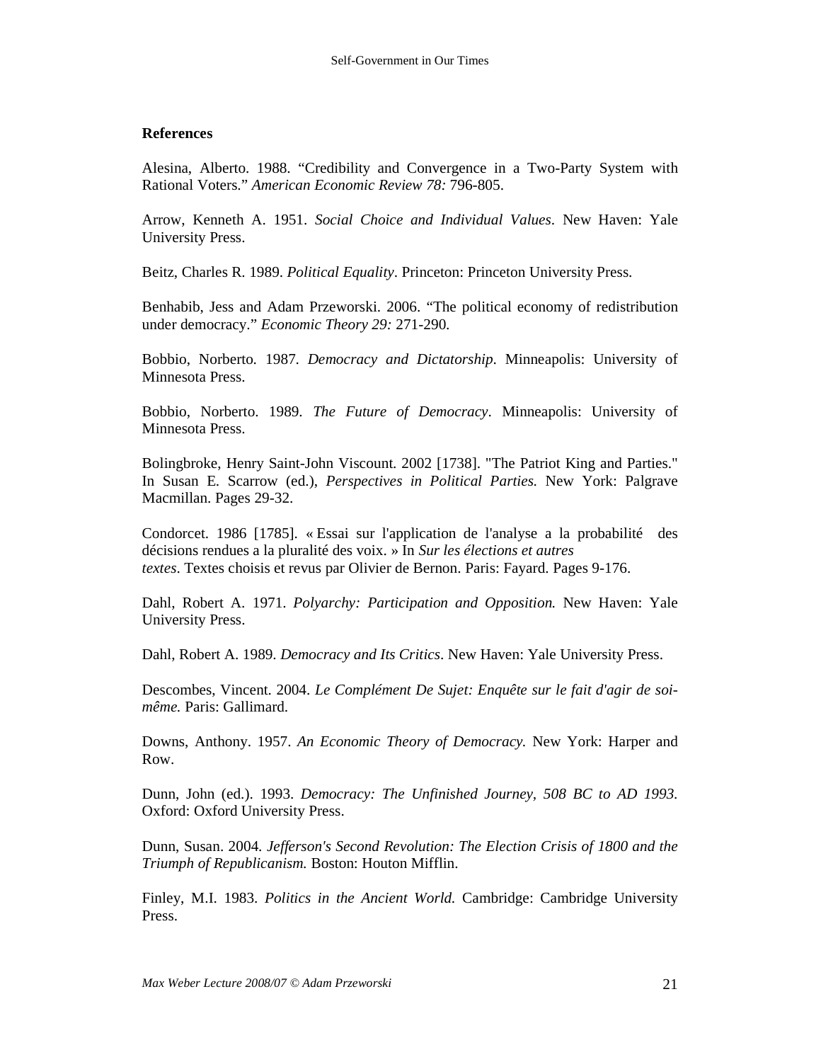## References

Alesina, Alberto. 1988. "Credibility and Convergence in a Two-Party System with Rational Voters." *American Economic Review 78:* 796-805.

Arrow, Kenneth A. 1951. *Social Choice and Individual Values*. New Haven: Yale University Press.

Beitz, Charles R. 1989. *Political Equality*. Princeton: Princeton University Press.

Benhabib, Jess and Adam Przeworski. 2006. "The political economy of redistribution under democracy." *Economic Theory 29:* 271-290.

Bobbio, Norberto. 1987. *Democracy and Dictatorship*. Minneapolis: University of Minnesota Press.

Bobbio, Norberto. 1989. *The Future of Democracy*. Minneapolis: University of Minnesota Press.

Bolingbroke, Henry Saint-John Viscount. 2002 [1738]. "The Patriot King and Parties." In Susan E. Scarrow (ed.), *Perspectives in Political Parties.* New York: Palgrave Macmillan. Pages 29-32.

Condorcet. 1986 [1785]. « Essai sur l'application de l'analyse a la probabilité des décisions rendues a la pluralité des voix. » In *Sur les élections et autres textes*. Textes choisis et revus par Olivier de Bernon. Paris: Fayard. Pages 9-176.

Dahl, Robert A. 1971. *Polyarchy: Participation and Opposition.* New Haven: Yale University Press.

Dahl, Robert A. 1989. *Democracy and Its Critics*. New Haven: Yale University Press.

Descombes, Vincent. 2004. *Le Complément De Sujet: Enquête sur le fait d'agir de soi-même.* Paris: Gallimard.

Downs, Anthony. 1957. *An Economic Theory of Democracy.* New York: Harper and Row.

Dunn, John (ed.). 1993. *Democracy: The Unfinished Journey, 508 BC to AD 1993*. Oxford: Oxford University Press.

Dunn, Susan. 2004. *Jefferson's Second Revolution: The Election Crisis of 1800 and the Triumph of Republicanism.* Boston: Houton Mifflin.

Finley, M.I. 1983. *Politics in the Ancient World.* Cambridge: Cambridge University Press.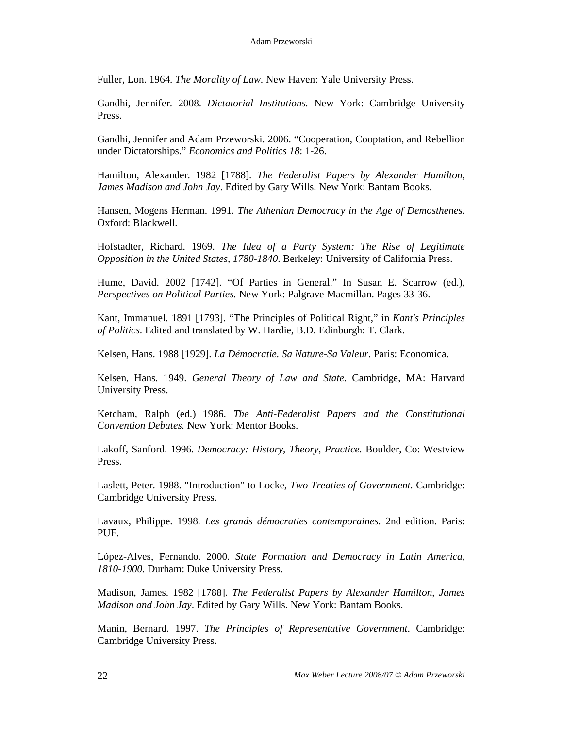Fuller, Lon. 1964. *The Morality of Law*. New Haven: Yale University Press.

Gandhi, Jennifer. 2008. *Dictatorial Institutions.* New York: Cambridge University Press.

Gandhi, Jennifer and Adam Przeworski. 2006. "Cooperation, Cooptation, and Rebellion under Dictatorships." *Economics and Politics 18*: 1-26.

Hamilton, Alexander. 1982 [1788]. *The Federalist Papers by Alexander Hamilton, James Madison and John Jay*. Edited by Gary Wills. New York: Bantam Books.

Hansen, Mogens Herman. 1991. *The Athenian Democracy in the Age of Demosthenes.* Oxford: Blackwell.

Hofstadter, Richard. 1969. *The Idea of a Party System: The Rise of Legitimate Opposition in the United States, 1780-1840*. Berkeley: University of California Press.

Hume, David. 2002 [1742]. "Of Parties in General." In Susan E. Scarrow (ed.), *Perspectives on Political Parties.* New York: Palgrave Macmillan. Pages 33-36.

Kant, Immanuel. 1891 [1793]. "The Principles of Political Right," in *Kant's Principles of Politics*. Edited and translated by W. Hardie, B.D. Edinburgh: T. Clark.

Kelsen, Hans. 1988 [1929]. *La Démocratie. Sa Nature-Sa Valeur*. Paris: Economica.

Kelsen, Hans. 1949. *General Theory of Law and State*. Cambridge, MA: Harvard University Press.

Ketcham, Ralph (ed.) 1986. *The Anti-Federalist Papers and the Constitutional Convention Debates.* New York: Mentor Books.

Lakoff, Sanford. 1996. *Democracy: History, Theory, Practice.* Boulder, Co: Westview Press.

Laslett, Peter. 1988. "Introduction" to Locke, *Two Treaties of Government*. Cambridge: Cambridge University Press.

Lavaux, Philippe. 1998. *Les grands démocraties contemporaines.* 2nd edition. Paris: PUF.

López-Alves, Fernando. 2000. *State Formation and Democracy in Latin America, 1810-1900.* Durham: Duke University Press.

Madison, James. 1982 [1788]. *The Federalist Papers by Alexander Hamilton, James Madison and John Jay*. Edited by Gary Wills. New York: Bantam Books.

Manin, Bernard. 1997. *The Principles of Representative Government*. Cambridge: Cambridge University Press.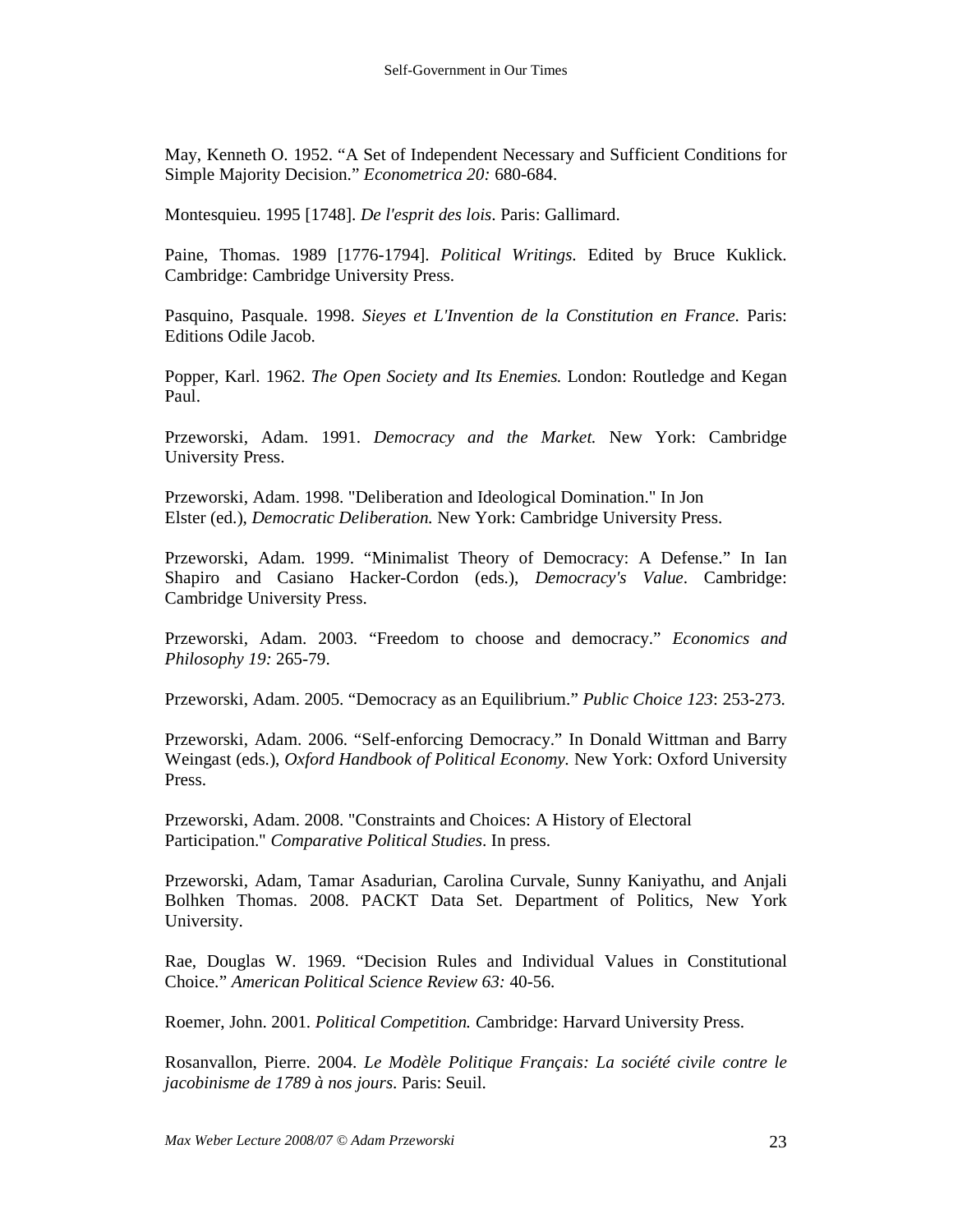May, Kenneth O. 1952. "A Set of Independent Necessary and Sufficient Conditions for Simple Majority Decision." *Econometrica 20:* 680-684.

Montesquieu. 1995 [1748]. *De l'esprit des lois*. Paris: Gallimard.

Paine, Thomas. 1989 [1776-1794]. *Political Writings.* Edited by Bruce Kuklick. Cambridge: Cambridge University Press.

Pasquino, Pasquale. 1998. *Sieyes et L'Invention de la Constitution en France*. Paris: Editions Odile Jacob.

Popper, Karl. 1962. *The Open Society and Its Enemies.* London: Routledge and Kegan Paul.

Przeworski, Adam. 1991. *Democracy and the Market.* New York: Cambridge University Press.

Przeworski, Adam. 1998. "Deliberation and Ideological Domination." In Jon Elster (ed.), *Democratic Deliberation.* New York: Cambridge University Press.

Przeworski, Adam. 1999. "Minimalist Theory of Democracy: A Defense." In Ian Shapiro and Casiano Hacker-Cordon (eds.), *Democracy's Value*. Cambridge: Cambridge University Press.

Przeworski, Adam. 2003. "Freedom to choose and democracy." *Economics and Philosophy 19:* 265-79.

Przeworski, Adam. 2005. "Democracy as an Equilibrium." *Public Choice 123*: 253-273.

Przeworski, Adam. 2006. "Self-enforcing Democracy." In Donald Wittman and Barry Weingast (eds.), *Oxford Handbook of Political Economy.* New York: Oxford University Press.

Przeworski, Adam. 2008. "Constraints and Choices: A History of Electoral Participation." *Comparative Political Studies*. In press.

Przeworski, Adam, Tamar Asadurian, Carolina Curvale, Sunny Kaniyathu, and Anjali Bolhken Thomas. 2008. PACKT Data Set. Department of Politics, New York University.

Rae, Douglas W. 1969. "Decision Rules and Individual Values in Constitutional Choice." *American Political Science Review 63:* 40-56.

Roemer, John. 2001. *Political Competition. C*ambridge: Harvard University Press.

Rosanvallon, Pierre. 2004. *Le Modèle Politique Français: La société civile contre le jacobinisme de 1789 à nos jours*. Paris: Seuil.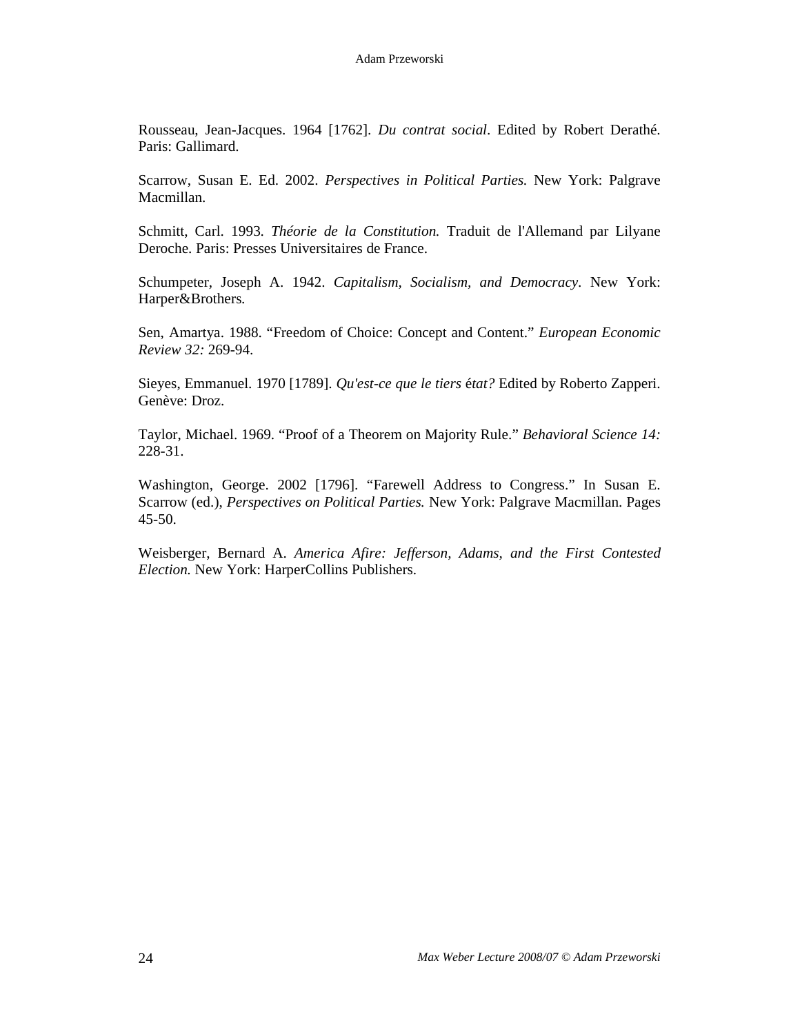Rousseau, Jean-Jacques. 1964 [1762]. *Du contrat social*. Edited by Robert Derathé. Paris: Gallimard.

Scarrow, Susan E. Ed. 2002. *Perspectives in Political Parties.* New York: Palgrave Macmillan.

Schmitt, Carl. 1993. *Théorie de la Constitution.* Traduit de l'Allemand par Lilyane Deroche. Paris: Presses Universitaires de France.

Schumpeter, Joseph A. 1942. *Capitalism, Socialism, and Democracy*. New York: Harper&Brothers.

Sen, Amartya. 1988. "Freedom of Choice: Concept and Content." *European Economic Review 32:* 269-94.

Sieyes, Emmanuel. 1970 [1789]. *Qu'est-ce que le tiers état?* Edited by Roberto Zapperi. Genève: Droz.

Taylor, Michael. 1969. "Proof of a Theorem on Majority Rule." *Behavioral Science 14:* 228-31.

Washington, George. 2002 [1796]. "Farewell Address to Congress." In Susan E. Scarrow (ed.), *Perspectives on Political Parties.* New York: Palgrave Macmillan. Pages 45-50.

Weisberger, Bernard A. *America Afire: Jefferson, Adams, and the First Contested Election.* New York: HarperCollins Publishers.